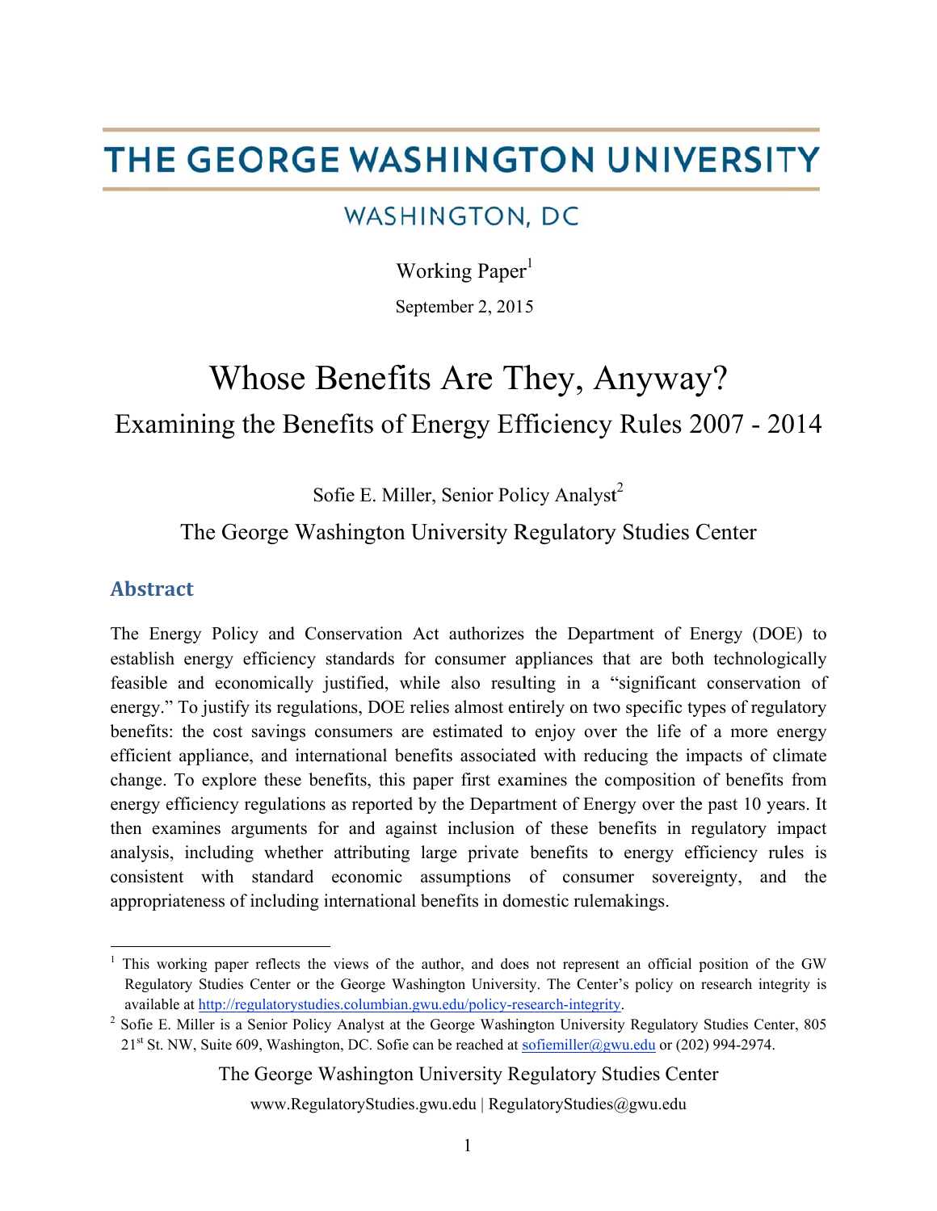# THE GEORGE WASHINGTON UNIVERSITY

WASHINGTON, DC

Working Paper[1]

September 2, 2015

# Whose Benefits Are They, Anyway?

## Examining the Benefits of Energy Efficiency Rules 2007 - 2014

Sofie E. Miller, Senior Policy Analyst[2]

The George Washington University Regulatory Studies Center

## Abstract

The Energy Policy and Conservation Act authorizes the Department of Energy (DOE) to establish energy efficiency standards for consumer appliances that are both technologically feasible and economically justified, while also resulting in a "significant conservation of energy." To justify its regulations, DOE relies almost entirely on two specific types of regulatory benefits: the cost savings consumers are estimated to enjoy over the life of a more energy efficient appliance, and international benefits associated with reducing the impacts of climate change. To explore these benefits, this paper first examines the composition of benefits from energy efficiency regulations as reported by the Department of Energy over the past 10 years. It then examines arguments for and against inclusion of these benefits in regulatory impact analysis, including whether attributing large private benefits to energy efficiency rules is consistent with standard economic assumptions of consumer sovereignty, and the appropriateness of including international benefits in domestic rulemakings.

---

[1] This working paper reflects the views of the author, and does not represent an official position of the GW Regulatory Studies Center or the George Washington University. The Center's policy on research integrity is available at http://regulatorystudies.columbian.gwu.edu/policy-research-integrity.

[2] Sofie E. Miller is a Senior Policy Analyst at the George Washington University Regulatory Studies Center, 805 21st St. NW, Suite 609, Washington, DC. Sofie can be reached at sofiemiller@gwu.edu or (202) 994-2974.

The George Washington University Regulatory Studies Center

www.RegulatoryStudies.gwu.edu | RegulatoryStudies@gwu.edu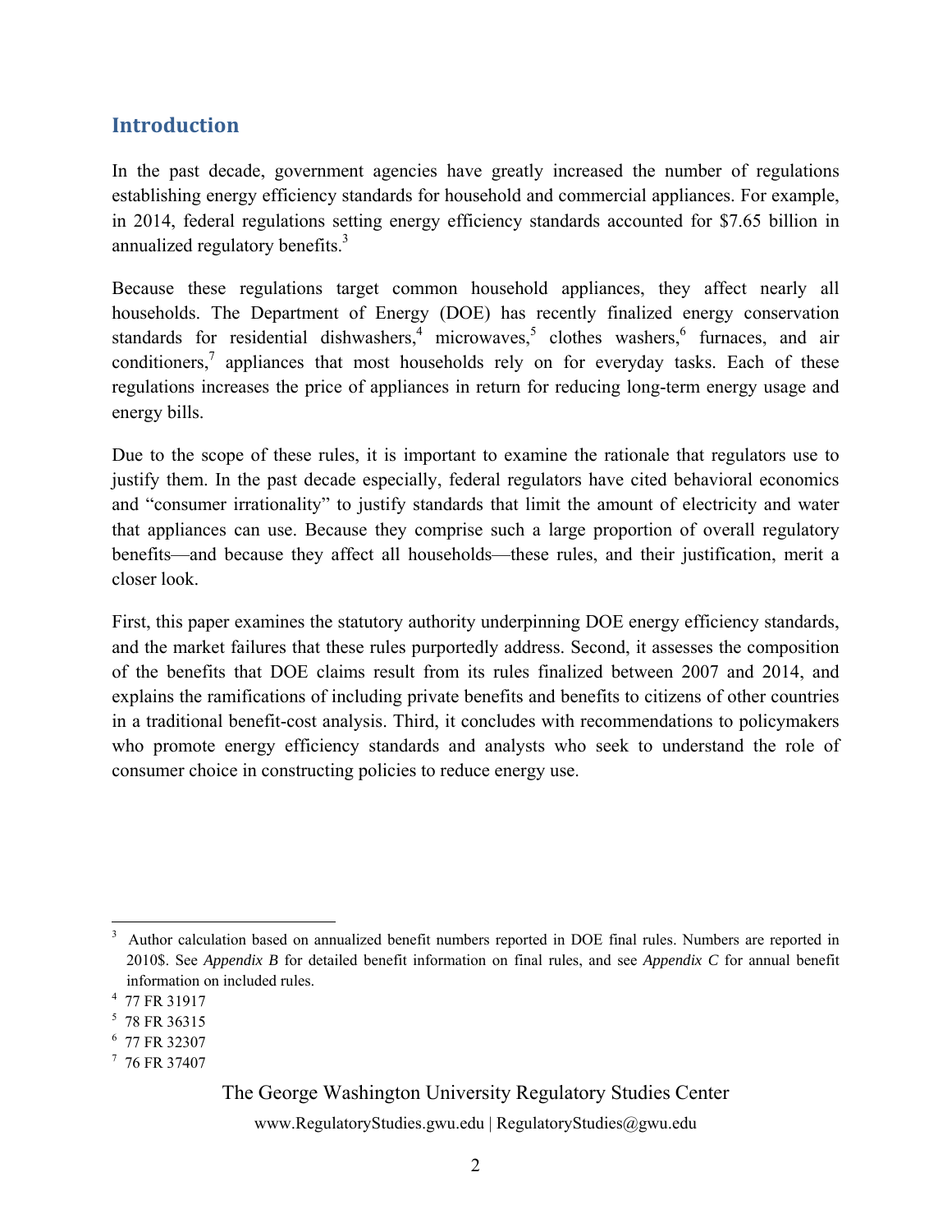## Introduction

In the past decade, government agencies have greatly increased the number of regulations establishing energy efficiency standards for household and commercial appliances. For example, in 2014, federal regulations setting energy efficiency standards accounted for $7.65 billion in annualized regulatory benefits.[3]

Because these regulations target common household appliances, they affect nearly all households. The Department of Energy (DOE) has recently finalized energy conservation standards for residential dishwashers,[4] microwaves,[5] clothes washers,[6] furnaces, and air conditioners,[7] appliances that most households rely on for everyday tasks. Each of these regulations increases the price of appliances in return for reducing long-term energy usage and energy bills.

Due to the scope of these rules, it is important to examine the rationale that regulators use to justify them. In the past decade especially, federal regulators have cited behavioral economics and "consumer irrationality" to justify standards that limit the amount of electricity and water that appliances can use. Because they comprise such a large proportion of overall regulatory benefits—and because they affect all households—these rules, and their justification, merit a closer look.

First, this paper examines the statutory authority underpinning DOE energy efficiency standards, and the market failures that these rules purportedly address. Second, it assesses the composition of the benefits that DOE claims result from its rules finalized between 2007 and 2014, and explains the ramifications of including private benefits and benefits to citizens of other countries in a traditional benefit-cost analysis. Third, it concludes with recommendations to policymakers who promote energy efficiency standards and analysts who seek to understand the role of consumer choice in constructing policies to reduce energy use.

---

[3] Author calculation based on annualized benefit numbers reported in DOE final rules. Numbers are reported in 2010$. See *Appendix B* for detailed benefit information on final rules, and see *Appendix C* for annual benefit information on included rules.

[4] 77 FR 31917

[5] 78 FR 36315

[6] 77 FR 32307

[7] 76 FR 37407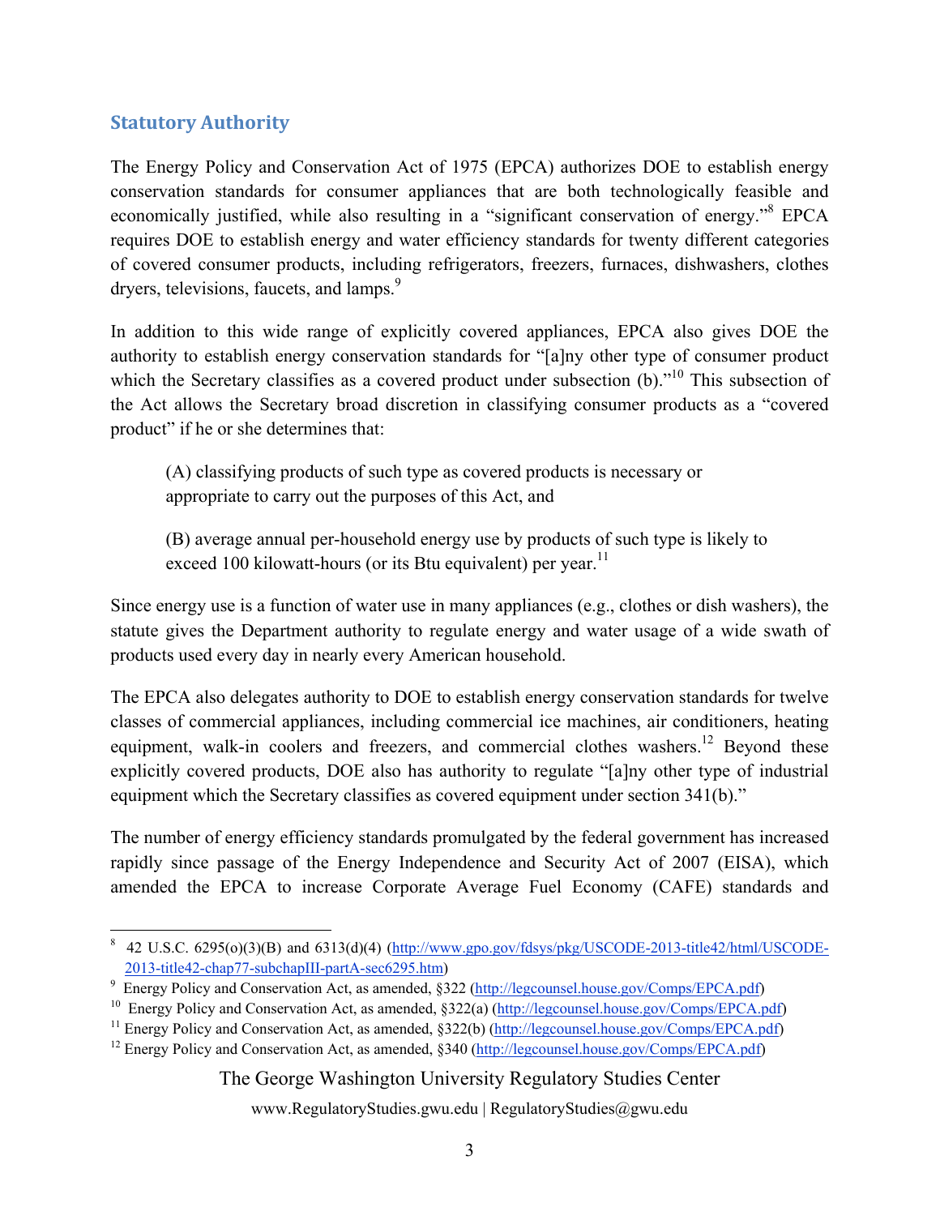## Statutory Authority

The Energy Policy and Conservation Act of 1975 (EPCA) authorizes DOE to establish energy conservation standards for consumer appliances that are both technologically feasible and economically justified, while also resulting in a "significant conservation of energy."[8] EPCA requires DOE to establish energy and water efficiency standards for twenty different categories of covered consumer products, including refrigerators, freezers, furnaces, dishwashers, clothes dryers, televisions, faucets, and lamps.[9]

In addition to this wide range of explicitly covered appliances, EPCA also gives DOE the authority to establish energy conservation standards for "[a]ny other type of consumer product which the Secretary classifies as a covered product under subsection (b)."[10] This subsection of the Act allows the Secretary broad discretion in classifying consumer products as a "covered product" if he or she determines that:

> (A) classifying products of such type as covered products is necessary or appropriate to carry out the purposes of this Act, and
>
> (B) average annual per-household energy use by products of such type is likely to exceed 100 kilowatt-hours (or its Btu equivalent) per year.[11]

Since energy use is a function of water use in many appliances (e.g., clothes or dish washers), the statute gives the Department authority to regulate energy and water usage of a wide swath of products used every day in nearly every American household.

The EPCA also delegates authority to DOE to establish energy conservation standards for twelve classes of commercial appliances, including commercial ice machines, air conditioners, heating equipment, walk-in coolers and freezers, and commercial clothes washers.[12] Beyond these explicitly covered products, DOE also has authority to regulate "[a]ny other type of industrial equipment which the Secretary classifies as covered equipment under section 341(b)."

The number of energy efficiency standards promulgated by the federal government has increased rapidly since passage of the Energy Independence and Security Act of 2007 (EISA), which amended the EPCA to increase Corporate Average Fuel Economy (CAFE) standards and

---

[8] 42 U.S.C. 6295(o)(3)(B) and 6313(d)(4) (http://www.gpo.gov/fdsys/pkg/USCODE-2013-title42/html/USCODE-2013-title42-chap77-subchapIII-partA-sec6295.htm)

[9] Energy Policy and Conservation Act, as amended, §322 (http://legcounsel.house.gov/Comps/EPCA.pdf)

[10] Energy Policy and Conservation Act, as amended, §322(a) (http://legcounsel.house.gov/Comps/EPCA.pdf)

[11] Energy Policy and Conservation Act, as amended, §322(b) (http://legcounsel.house.gov/Comps/EPCA.pdf)

[12] Energy Policy and Conservation Act, as amended, §340 (http://legcounsel.house.gov/Comps/EPCA.pdf)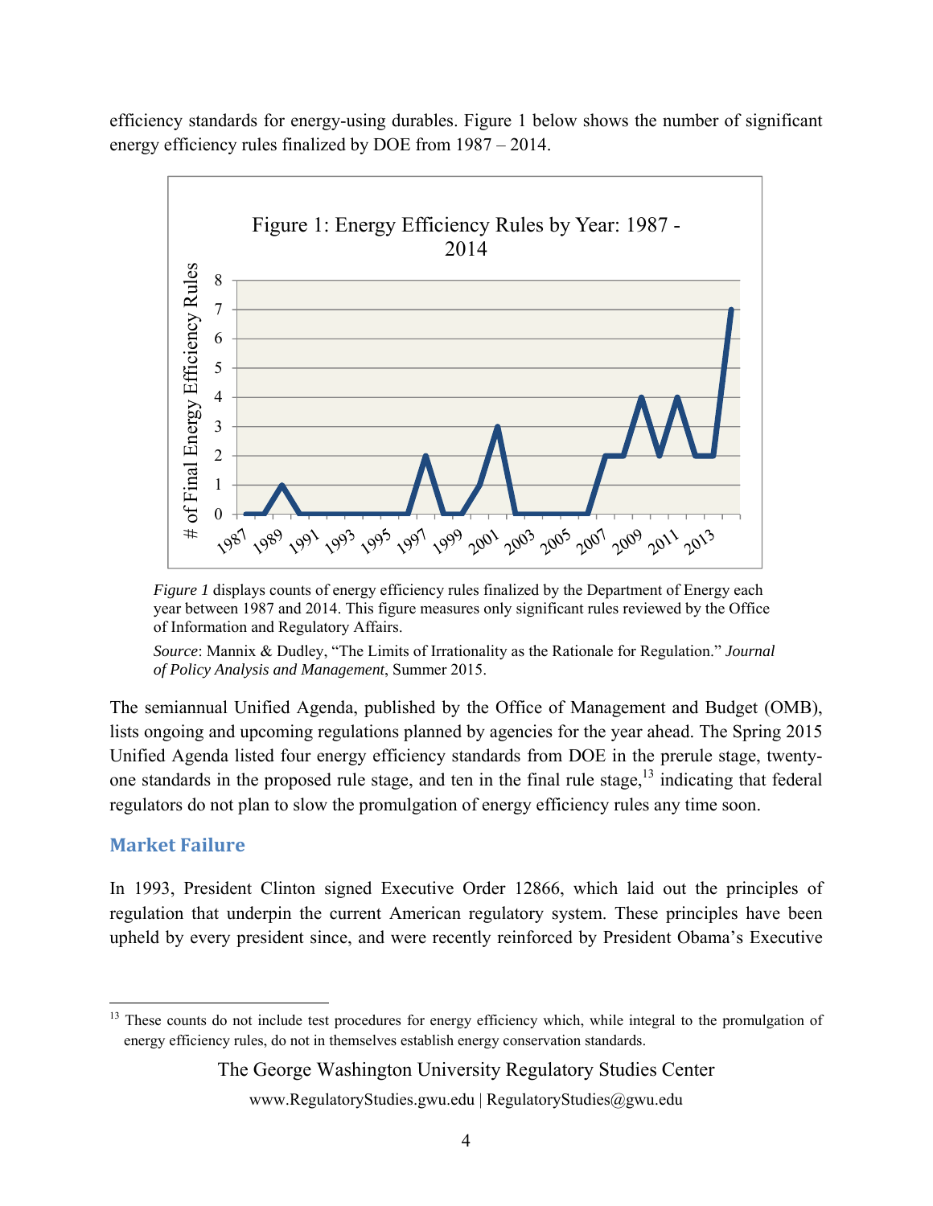efficiency standards for energy-using durables. Figure 1 below shows the number of significant energy efficiency rules finalized by DOE from 1987 – 2014.

*Figure 1* displays counts of energy efficiency rules finalized by the Department of Energy each year between 1987 and 2014. This figure measures only significant rules reviewed by the Office of Information and Regulatory Affairs.

*Source*: Mannix & Dudley, "The Limits of Irrationality as the Rationale for Regulation." *Journal of Policy Analysis and Management*, Summer 2015.

The semiannual Unified Agenda, published by the Office of Management and Budget (OMB), lists ongoing and upcoming regulations planned by agencies for the year ahead. The Spring 2015 Unified Agenda listed four energy efficiency standards from DOE in the prerule stage, twenty-one standards in the proposed rule stage, and ten in the final rule stage,[13] indicating that federal regulators do not plan to slow the promulgation of energy efficiency rules any time soon.

## Market Failure

In 1993, President Clinton signed Executive Order 12866, which laid out the principles of regulation that underpin the current American regulatory system. These principles have been upheld by every president since, and were recently reinforced by President Obama's Executive

[13] These counts do not include test procedures for energy efficiency which, while integral to the promulgation of energy efficiency rules, do not in themselves establish energy conservation standards.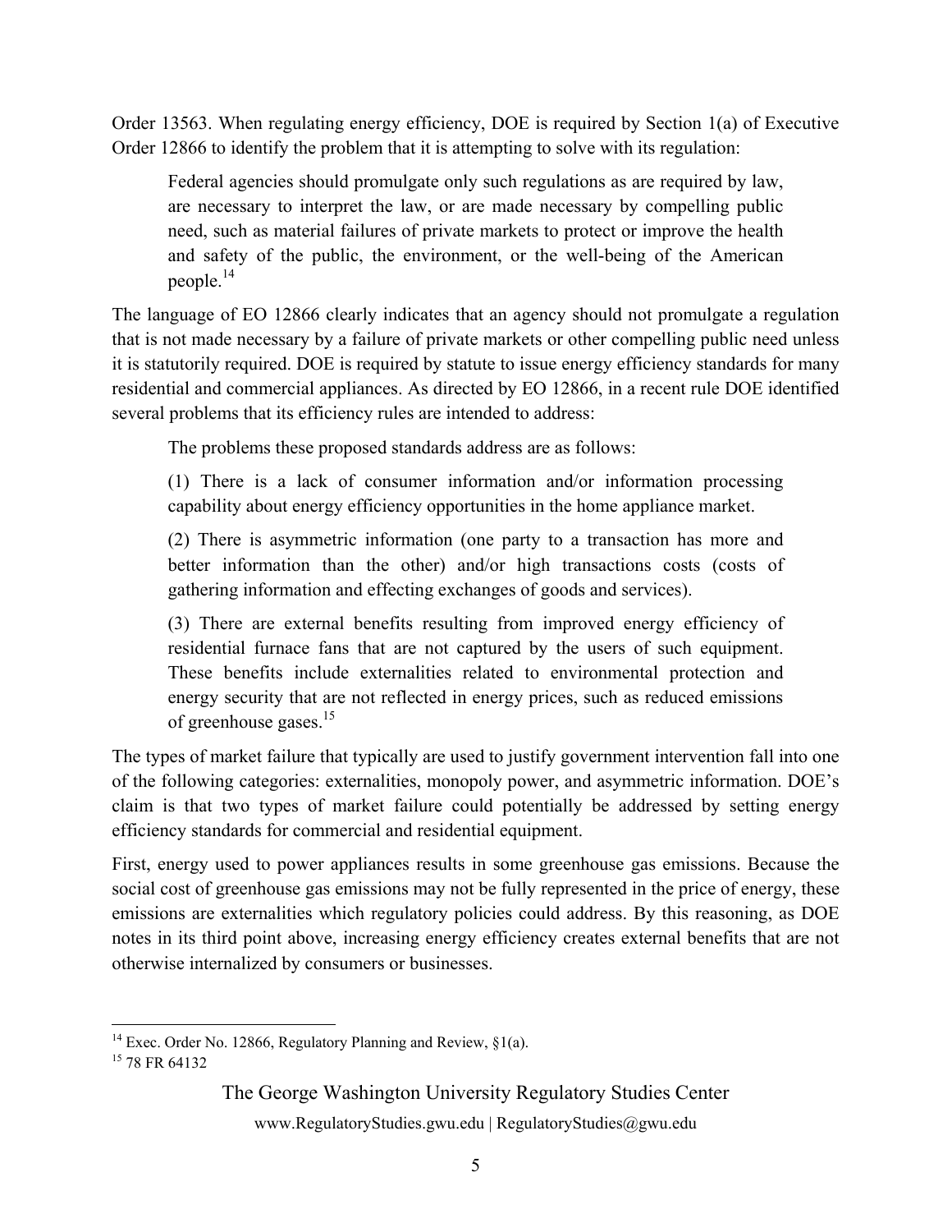Order 13563. When regulating energy efficiency, DOE is required by Section 1(a) of Executive Order 12866 to identify the problem that it is attempting to solve with its regulation:

> Federal agencies should promulgate only such regulations as are required by law, are necessary to interpret the law, or are made necessary by compelling public need, such as material failures of private markets to protect or improve the health and safety of the public, the environment, or the well-being of the American people.[14]

The language of EO 12866 clearly indicates that an agency should not promulgate a regulation that is not made necessary by a failure of private markets or other compelling public need unless it is statutorily required. DOE is required by statute to issue energy efficiency standards for many residential and commercial appliances. As directed by EO 12866, in a recent rule DOE identified several problems that its efficiency rules are intended to address:

> The problems these proposed standards address are as follows:
>
> (1) There is a lack of consumer information and/or information processing capability about energy efficiency opportunities in the home appliance market.
>
> (2) There is asymmetric information (one party to a transaction has more and better information than the other) and/or high transactions costs (costs of gathering information and effecting exchanges of goods and services).
>
> (3) There are external benefits resulting from improved energy efficiency of residential furnace fans that are not captured by the users of such equipment. These benefits include externalities related to environmental protection and energy security that are not reflected in energy prices, such as reduced emissions of greenhouse gases.[15]

The types of market failure that typically are used to justify government intervention fall into one of the following categories: externalities, monopoly power, and asymmetric information. DOE's claim is that two types of market failure could potentially be addressed by setting energy efficiency standards for commercial and residential equipment.

First, energy used to power appliances results in some greenhouse gas emissions. Because the social cost of greenhouse gas emissions may not be fully represented in the price of energy, these emissions are externalities which regulatory policies could address. By this reasoning, as DOE notes in its third point above, increasing energy efficiency creates external benefits that are not otherwise internalized by consumers or businesses.

---

[14] Exec. Order No. 12866, Regulatory Planning and Review, §1(a).

[15] 78 FR 64132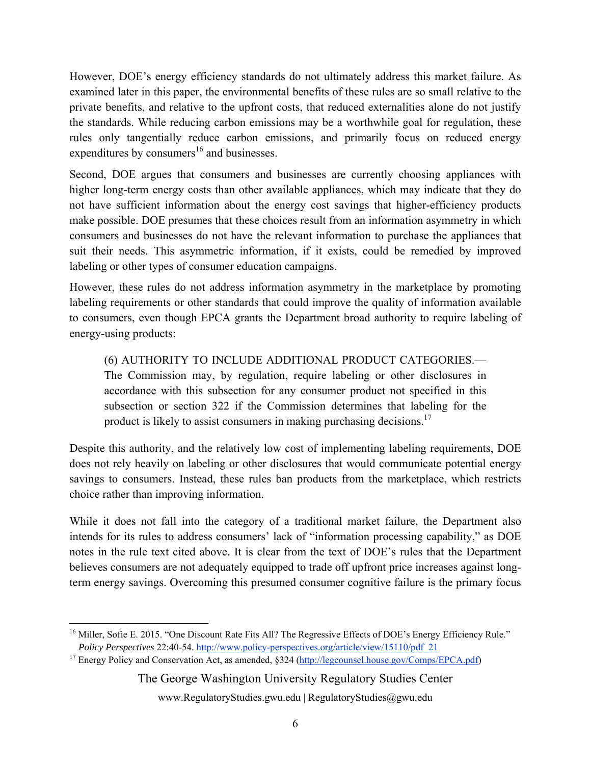However, DOE's energy efficiency standards do not ultimately address this market failure. As examined later in this paper, the environmental benefits of these rules are so small relative to the private benefits, and relative to the upfront costs, that reduced externalities alone do not justify the standards. While reducing carbon emissions may be a worthwhile goal for regulation, these rules only tangentially reduce carbon emissions, and primarily focus on reduced energy expenditures by consumers[16] and businesses.

Second, DOE argues that consumers and businesses are currently choosing appliances with higher long-term energy costs than other available appliances, which may indicate that they do not have sufficient information about the energy cost savings that higher-efficiency products make possible. DOE presumes that these choices result from an information asymmetry in which consumers and businesses do not have the relevant information to purchase the appliances that suit their needs. This asymmetric information, if it exists, could be remedied by improved labeling or other types of consumer education campaigns.

However, these rules do not address information asymmetry in the marketplace by promoting labeling requirements or other standards that could improve the quality of information available to consumers, even though EPCA grants the Department broad authority to require labeling of energy-using products:

> (6) AUTHORITY TO INCLUDE ADDITIONAL PRODUCT CATEGORIES.— The Commission may, by regulation, require labeling or other disclosures in accordance with this subsection for any consumer product not specified in this subsection or section 322 if the Commission determines that labeling for the product is likely to assist consumers in making purchasing decisions.[17]

Despite this authority, and the relatively low cost of implementing labeling requirements, DOE does not rely heavily on labeling or other disclosures that would communicate potential energy savings to consumers. Instead, these rules ban products from the marketplace, which restricts choice rather than improving information.

While it does not fall into the category of a traditional market failure, the Department also intends for its rules to address consumers' lack of "information processing capability," as DOE notes in the rule text cited above. It is clear from the text of DOE's rules that the Department believes consumers are not adequately equipped to trade off upfront price increases against long-term energy savings. Overcoming this presumed consumer cognitive failure is the primary focus

---

[16] Miller, Sofie E. 2015. "One Discount Rate Fits All? The Regressive Effects of DOE's Energy Efficiency Rule." *Policy Perspectives* 22:40-54. http://www.policy-perspectives.org/article/view/15110/pdf_21

[17] Energy Policy and Conservation Act, as amended, §324 (http://legcounsel.house.gov/Comps/EPCA.pdf)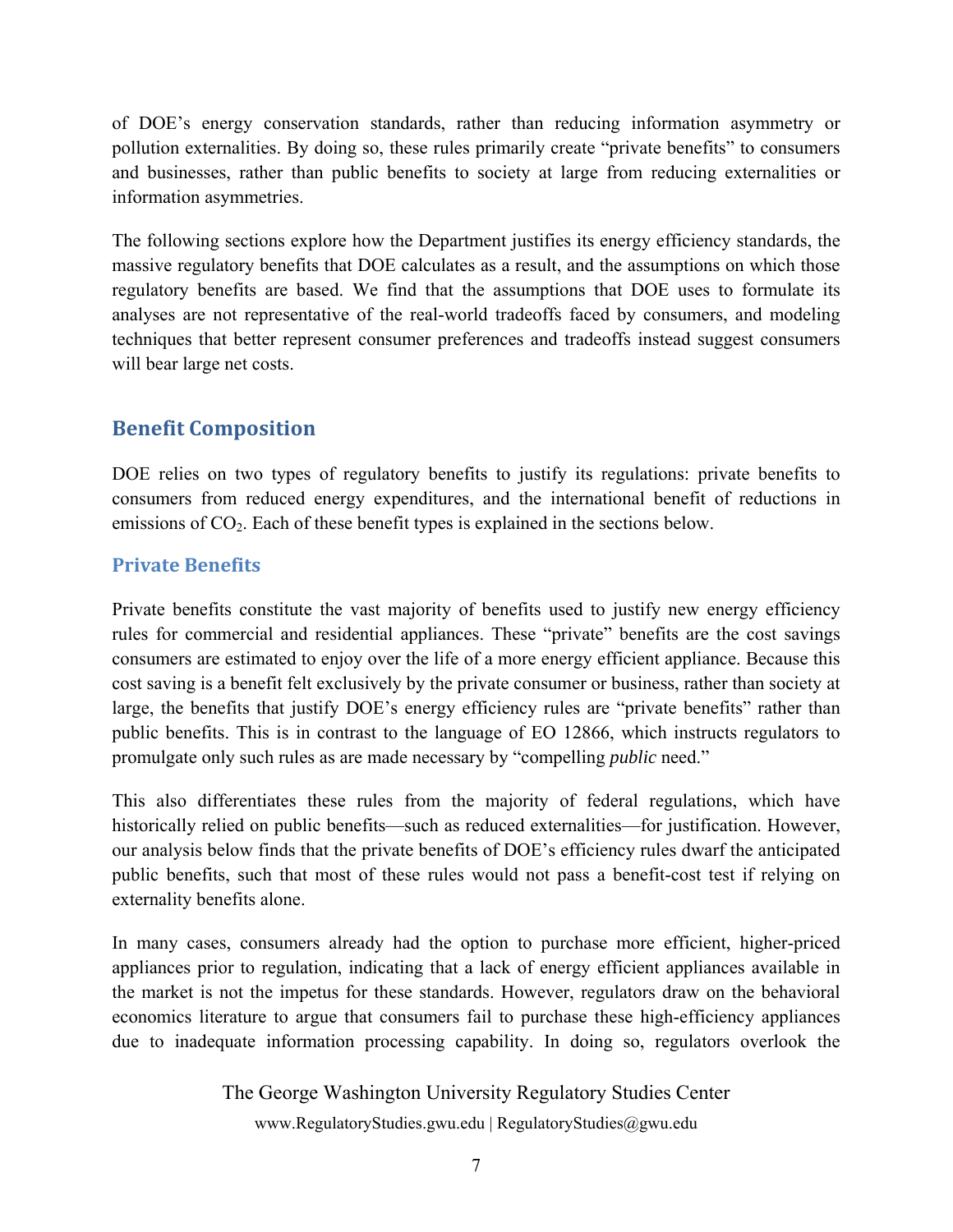of DOE's energy conservation standards, rather than reducing information asymmetry or pollution externalities. By doing so, these rules primarily create "private benefits" to consumers and businesses, rather than public benefits to society at large from reducing externalities or information asymmetries.

The following sections explore how the Department justifies its energy efficiency standards, the massive regulatory benefits that DOE calculates as a result, and the assumptions on which those regulatory benefits are based. We find that the assumptions that DOE uses to formulate its analyses are not representative of the real-world tradeoffs faced by consumers, and modeling techniques that better represent consumer preferences and tradeoffs instead suggest consumers will bear large net costs.

## Benefit Composition

DOE relies on two types of regulatory benefits to justify its regulations: private benefits to consumers from reduced energy expenditures, and the international benefit of reductions in emissions of $CO_2$. Each of these benefit types is explained in the sections below.

### Private Benefits

Private benefits constitute the vast majority of benefits used to justify new energy efficiency rules for commercial and residential appliances. These "private" benefits are the cost savings consumers are estimated to enjoy over the life of a more energy efficient appliance. Because this cost saving is a benefit felt exclusively by the private consumer or business, rather than society at large, the benefits that justify DOE's energy efficiency rules are "private benefits" rather than public benefits. This is in contrast to the language of EO 12866, which instructs regulators to promulgate only such rules as are made necessary by "compelling *public* need."

This also differentiates these rules from the majority of federal regulations, which have historically relied on public benefits—such as reduced externalities—for justification. However, our analysis below finds that the private benefits of DOE's efficiency rules dwarf the anticipated public benefits, such that most of these rules would not pass a benefit-cost test if relying on externality benefits alone.

In many cases, consumers already had the option to purchase more efficient, higher-priced appliances prior to regulation, indicating that a lack of energy efficient appliances available in the market is not the impetus for these standards. However, regulators draw on the behavioral economics literature to argue that consumers fail to purchase these high-efficiency appliances due to inadequate information processing capability. In doing so, regulators overlook the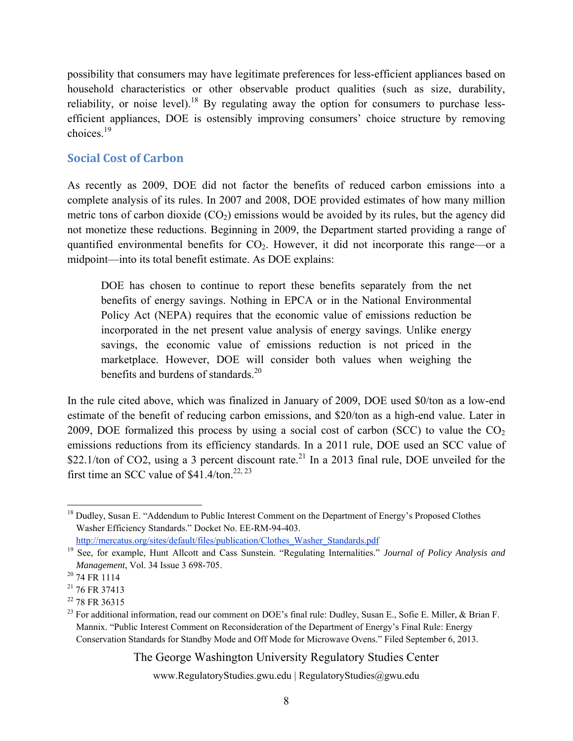possibility that consumers may have legitimate preferences for less-efficient appliances based on household characteristics or other observable product qualities (such as size, durability, reliability, or noise level).[18] By regulating away the option for consumers to purchase less-efficient appliances, DOE is ostensibly improving consumers' choice structure by removing choices.[19]

## Social Cost of Carbon

As recently as 2009, DOE did not factor the benefits of reduced carbon emissions into a complete analysis of its rules. In 2007 and 2008, DOE provided estimates of how many million metric tons of carbon dioxide ($CO_2$) emissions would be avoided by its rules, but the agency did not monetize these reductions. Beginning in 2009, the Department started providing a range of quantified environmental benefits for $CO_2$. However, it did not incorporate this range—or a midpoint—into its total benefit estimate. As DOE explains:

> DOE has chosen to continue to report these benefits separately from the net benefits of energy savings. Nothing in EPCA or in the National Environmental Policy Act (NEPA) requires that the economic value of emissions reduction be incorporated in the net present value analysis of energy savings. Unlike energy savings, the economic value of emissions reduction is not priced in the marketplace. However, DOE will consider both values when weighing the benefits and burdens of standards.[20]

In the rule cited above, which was finalized in January of 2009, DOE used $0/ton as a low-end estimate of the benefit of reducing carbon emissions, and $20/ton as a high-end value. Later in 2009, DOE formalized this process by using a social cost of carbon (SCC) to value the $CO_2$ emissions reductions from its efficiency standards. In a 2011 rule, DOE used an SCC value of $22.1/ton of CO2, using a 3 percent discount rate.[21] In a 2013 final rule, DOE unveiled for the first time an SCC value of $41.4/ton.[22, 23]

---

[18] Dudley, Susan E. "Addendum to Public Interest Comment on the Department of Energy's Proposed Clothes Washer Efficiency Standards." Docket No. EE-RM-94-403. http://mercatus.org/sites/default/files/publication/Clothes_Washer_Standards.pdf

[19] See, for example, Hunt Allcott and Cass Sunstein. "Regulating Internalities." *Journal of Policy Analysis and Management*, Vol. 34 Issue 3 698-705.

[20] 74 FR 1114

[21] 76 FR 37413

[22] 78 FR 36315

[23] For additional information, read our comment on DOE's final rule: Dudley, Susan E., Sofie E. Miller, & Brian F. Mannix. "Public Interest Comment on Reconsideration of the Department of Energy's Final Rule: Energy Conservation Standards for Standby Mode and Off Mode for Microwave Ovens." Filed September 6, 2013.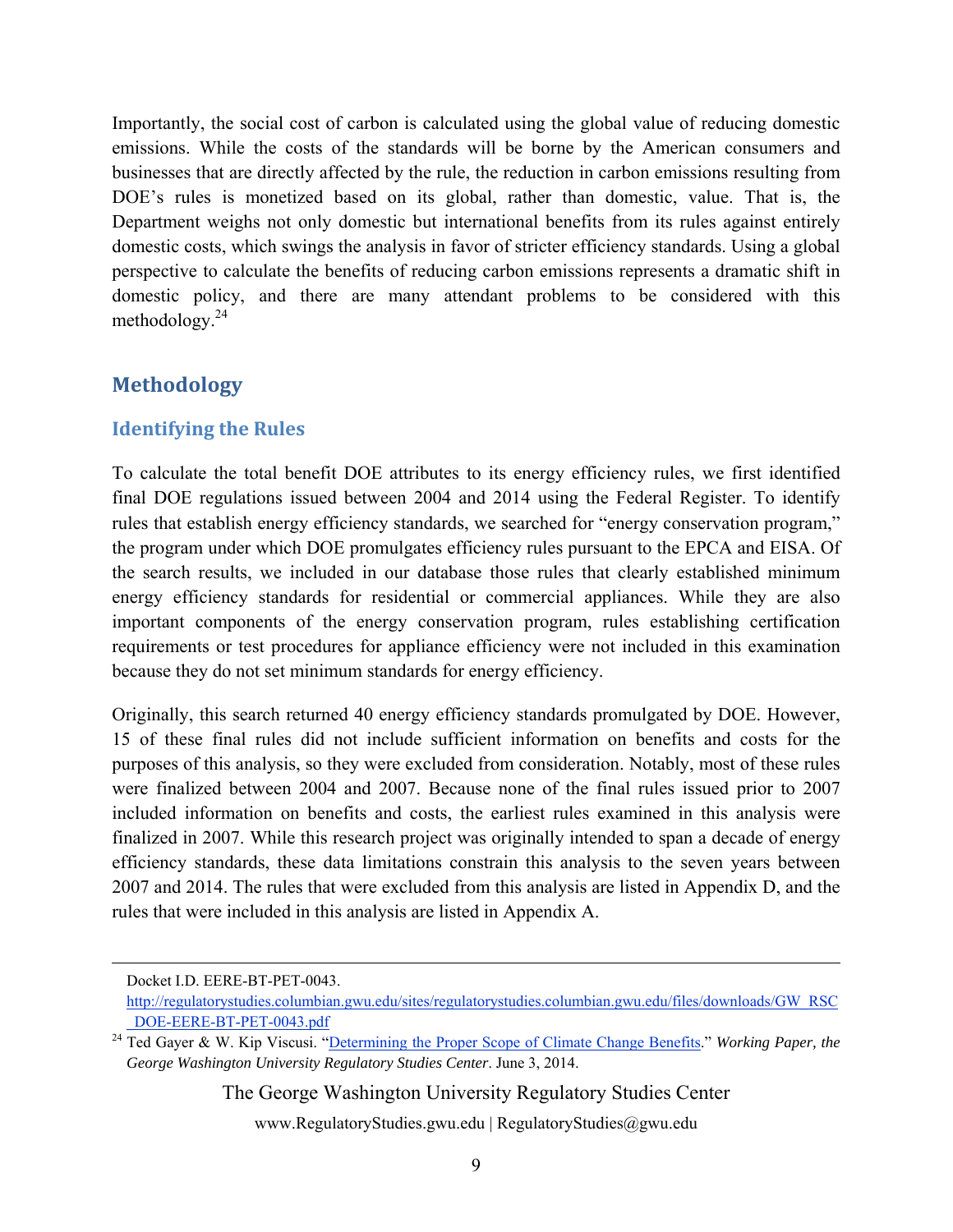Importantly, the social cost of carbon is calculated using the global value of reducing domestic emissions. While the costs of the standards will be borne by the American consumers and businesses that are directly affected by the rule, the reduction in carbon emissions resulting from DOE's rules is monetized based on its global, rather than domestic, value. That is, the Department weighs not only domestic but international benefits from its rules against entirely domestic costs, which swings the analysis in favor of stricter efficiency standards. Using a global perspective to calculate the benefits of reducing carbon emissions represents a dramatic shift in domestic policy, and there are many attendant problems to be considered with this methodology.[24]

## Methodology

### Identifying the Rules

To calculate the total benefit DOE attributes to its energy efficiency rules, we first identified final DOE regulations issued between 2004 and 2014 using the Federal Register. To identify rules that establish energy efficiency standards, we searched for "energy conservation program," the program under which DOE promulgates efficiency rules pursuant to the EPCA and EISA. Of the search results, we included in our database those rules that clearly established minimum energy efficiency standards for residential or commercial appliances. While they are also important components of the energy conservation program, rules establishing certification requirements or test procedures for appliance efficiency were not included in this examination because they do not set minimum standards for energy efficiency.

Originally, this search returned 40 energy efficiency standards promulgated by DOE. However, 15 of these final rules did not include sufficient information on benefits and costs for the purposes of this analysis, so they were excluded from consideration. Notably, most of these rules were finalized between 2004 and 2007. Because none of the final rules issued prior to 2007 included information on benefits and costs, the earliest rules examined in this analysis were finalized in 2007. While this research project was originally intended to span a decade of energy efficiency standards, these data limitations constrain this analysis to the seven years between 2007 and 2014. The rules that were excluded from this analysis are listed in Appendix D, and the rules that were included in this analysis are listed in Appendix A.

---

Docket I.D. EERE-BT-PET-0043. http://regulatorystudies.columbian.gwu.edu/sites/regulatorystudies.columbian.gwu.edu/files/downloads/GW_RSC_DOE-EERE-BT-PET-0043.pdf

[24] Ted Gayer & W. Kip Viscusi. "Determining the Proper Scope of Climate Change Benefits." *Working Paper, the George Washington University Regulatory Studies Center*. June 3, 2014.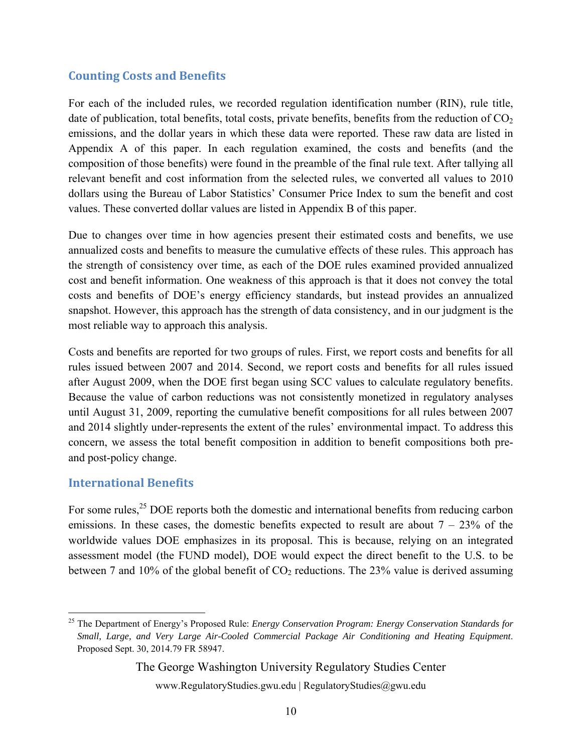## Counting Costs and Benefits

For each of the included rules, we recorded regulation identification number (RIN), rule title, date of publication, total benefits, total costs, private benefits, benefits from the reduction of $CO_2$ emissions, and the dollar years in which these data were reported. These raw data are listed in Appendix A of this paper. In each regulation examined, the costs and benefits (and the composition of those benefits) were found in the preamble of the final rule text. After tallying all relevant benefit and cost information from the selected rules, we converted all values to 2010 dollars using the Bureau of Labor Statistics' Consumer Price Index to sum the benefit and cost values. These converted dollar values are listed in Appendix B of this paper.

Due to changes over time in how agencies present their estimated costs and benefits, we use annualized costs and benefits to measure the cumulative effects of these rules. This approach has the strength of consistency over time, as each of the DOE rules examined provided annualized cost and benefit information. One weakness of this approach is that it does not convey the total costs and benefits of DOE's energy efficiency standards, but instead provides an annualized snapshot. However, this approach has the strength of data consistency, and in our judgment is the most reliable way to approach this analysis.

Costs and benefits are reported for two groups of rules. First, we report costs and benefits for all rules issued between 2007 and 2014. Second, we report costs and benefits for all rules issued after August 2009, when the DOE first began using SCC values to calculate regulatory benefits. Because the value of carbon reductions was not consistently monetized in regulatory analyses until August 31, 2009, reporting the cumulative benefit compositions for all rules between 2007 and 2014 slightly under-represents the extent of the rules' environmental impact. To address this concern, we assess the total benefit composition in addition to benefit compositions both pre- and post-policy change.

## International Benefits

For some rules,[25] DOE reports both the domestic and international benefits from reducing carbon emissions. In these cases, the domestic benefits expected to result are about 7 – 23% of the worldwide values DOE emphasizes in its proposal. This is because, relying on an integrated assessment model (the FUND model), DOE would expect the direct benefit to the U.S. to be between 7 and 10% of the global benefit of $CO_2$ reductions. The 23% value is derived assuming

[25] The Department of Energy's Proposed Rule: *Energy Conservation Program: Energy Conservation Standards for Small, Large, and Very Large Air-Cooled Commercial Package Air Conditioning and Heating Equipment*. Proposed Sept. 30, 2014.79 FR 58947.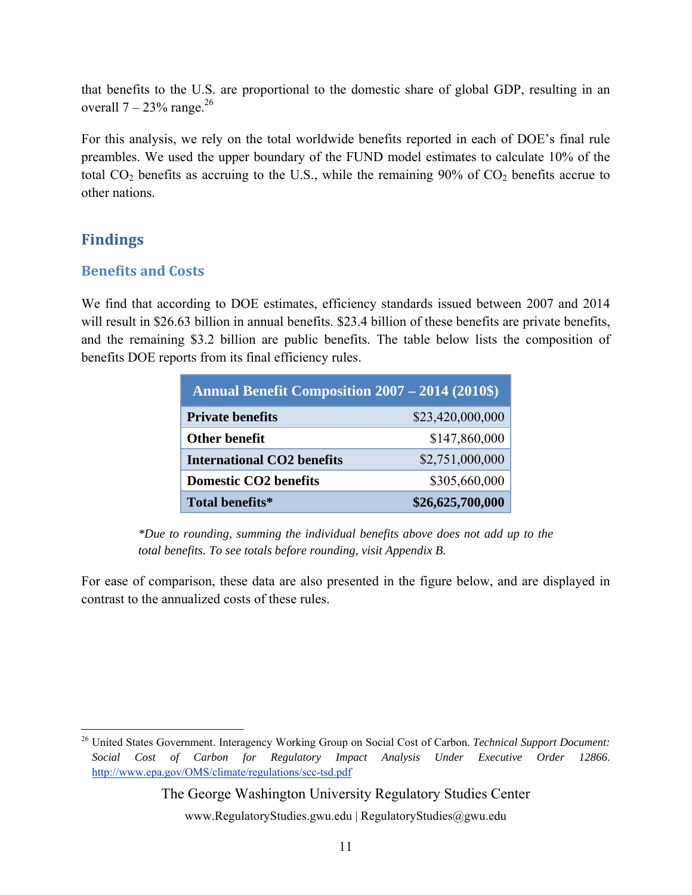that benefits to the U.S. are proportional to the domestic share of global GDP, resulting in an overall 7 – 23% range.[26]

For this analysis, we rely on the total worldwide benefits reported in each of DOE's final rule preambles. We used the upper boundary of the FUND model estimates to calculate 10% of the total $CO_2$ benefits as accruing to the U.S., while the remaining 90% of $CO_2$ benefits accrue to other nations.

## Findings

### Benefits and Costs

We find that according to DOE estimates, efficiency standards issued between 2007 and 2014 will result in \$26.63 billion in annual benefits. \$23.4 billion of these benefits are private benefits, and the remaining \$3.2 billion are public benefits. The table below lists the composition of benefits DOE reports from its final efficiency rules.

| Annual Benefit Composition 2007 – 2014 (2010$) | |
|---|---:|
| **Private benefits** | $23,420,000,000 |
| **Other benefit** | $147,860,000 |
| **International CO2 benefits** | $2,751,000,000 |
| **Domestic CO2 benefits** | $305,660,000 |
| **Total benefits*** | **$26,625,700,000** |

*\*Due to rounding, summing the individual benefits above does not add up to the total benefits. To see totals before rounding, visit Appendix B.*

For ease of comparison, these data are also presented in the figure below, and are displayed in contrast to the annualized costs of these rules.

[26] United States Government. Interagency Working Group on Social Cost of Carbon. *Technical Support Document: Social Cost of Carbon for Regulatory Impact Analysis Under Executive Order 12866*. http://www.epa.gov/OMS/climate/regulations/scc-tsd.pdf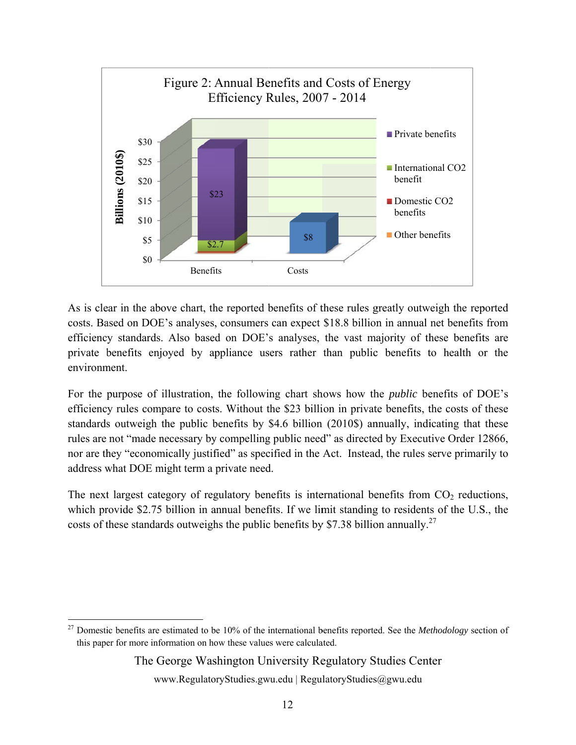Figure 2: Annual Benefits and Costs of Energy Efficiency Rules, 2007 - 2014

| | Private benefits | International CO2 benefit | Domestic CO2 benefits | Other benefits | Costs |
|---|---|---|---|---|---|
| Benefits | $23 | $2.7 | | | |
| Costs | | | | | $8 |

Billions (2010$)

As is clear in the above chart, the reported benefits of these rules greatly outweigh the reported costs. Based on DOE's analyses, consumers can expect $18.8 billion in annual net benefits from efficiency standards. Also based on DOE's analyses, the vast majority of these benefits are private benefits enjoyed by appliance users rather than public benefits to health or the environment.

For the purpose of illustration, the following chart shows how the *public* benefits of DOE's efficiency rules compare to costs. Without the $23 billion in private benefits, the costs of these standards outweigh the public benefits by $4.6 billion (2010$) annually, indicating that these rules are not "made necessary by compelling public need" as directed by Executive Order 12866, nor are they "economically justified" as specified in the Act. Instead, the rules serve primarily to address what DOE might term a private need.

The next largest category of regulatory benefits is international benefits from $CO_2$ reductions, which provide $2.75 billion in annual benefits. If we limit standing to residents of the U.S., the costs of these standards outweighs the public benefits by $7.38 billion annually.[27]

[27] Domestic benefits are estimated to be 10% of the international benefits reported. See the *Methodology* section of this paper for more information on how these values were calculated.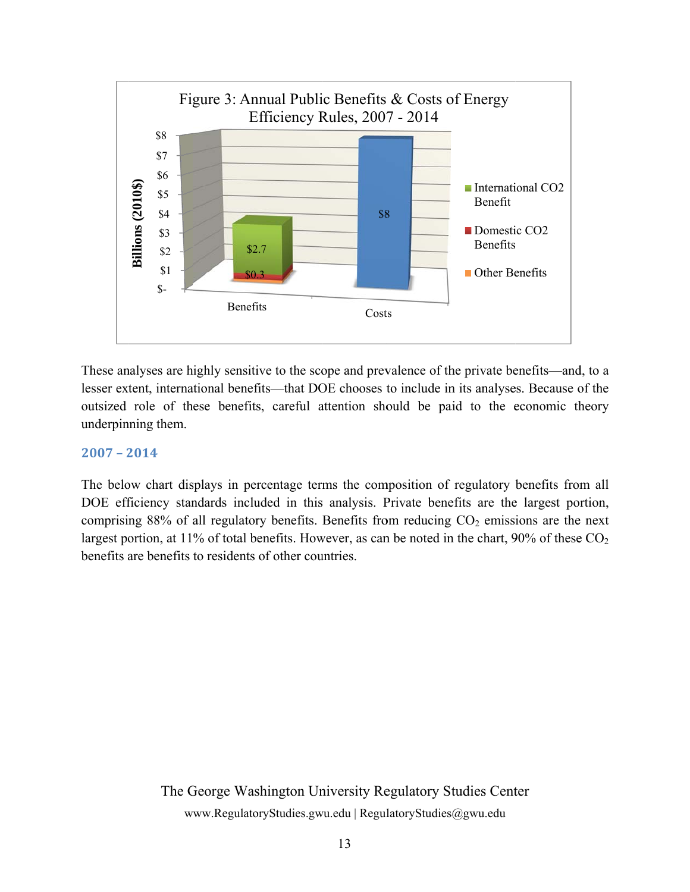Figure 3: Annual Public Benefits & Costs of Energy Efficiency Rules, 2007 - 2014

These analyses are highly sensitive to the scope and prevalence of the private benefits—and, to a lesser extent, international benefits—that DOE chooses to include in its analyses. Because of the outsized role of these benefits, careful attention should be paid to the economic theory underpinning them.

### 2007 – 2014

The below chart displays in percentage terms the composition of regulatory benefits from all DOE efficiency standards included in this analysis. Private benefits are the largest portion, comprising 88% of all regulatory benefits. Benefits from reducing $CO_2$ emissions are the next largest portion, at 11% of total benefits. However, as can be noted in the chart, 90% of these $CO_2$ benefits are benefits to residents of other countries.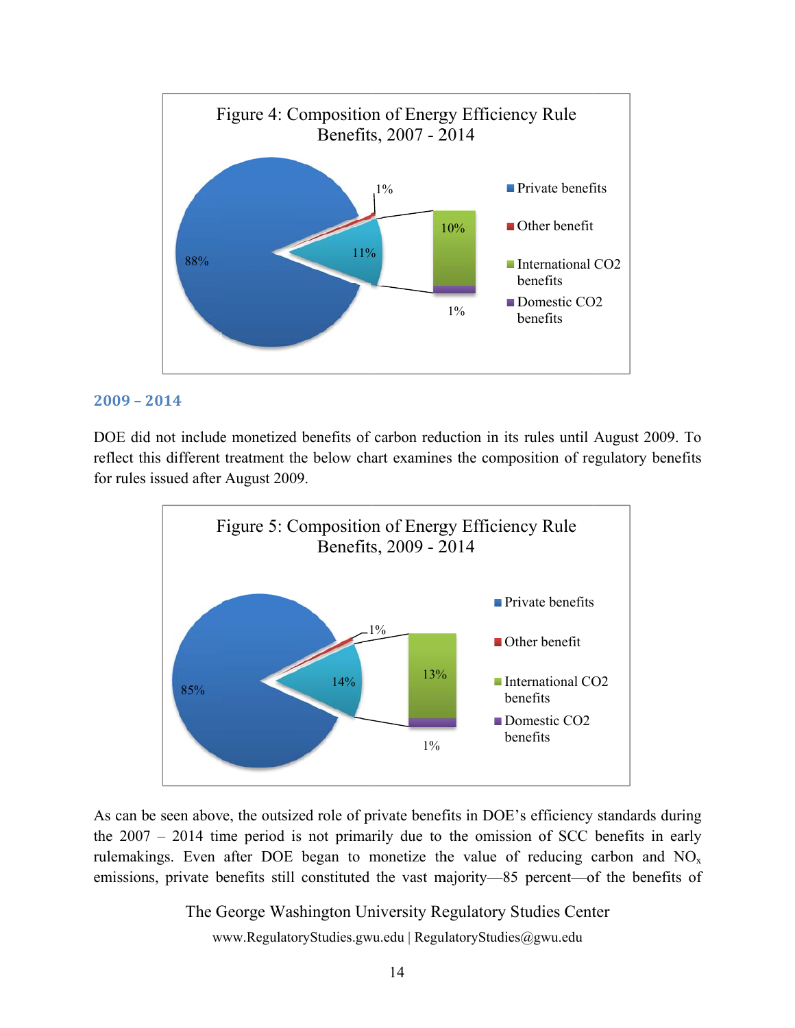Figure 4: Composition of Energy Efficiency Rule Benefits, 2007 - 2014

- Private benefits: 88%
- Other benefit: 1%
- 11% (CO2 benefits), comprising:
  - International CO2 benefits: 10%
  - Domestic CO2 benefits: 1%

### 2009 – 2014

DOE did not include monetized benefits of carbon reduction in its rules until August 2009. To reflect this different treatment the below chart examines the composition of regulatory benefits for rules issued after August 2009.

Figure 5: Composition of Energy Efficiency Rule Benefits, 2009 - 2014

- Private benefits: 85%
- Other benefit: 1%
- 14% (CO2 benefits), comprising:
  - International CO2 benefits: 13%
  - Domestic CO2 benefits: 1%

As can be seen above, the outsized role of private benefits in DOE's efficiency standards during the 2007 – 2014 time period is not primarily due to the omission of SCC benefits in early rulemakings. Even after DOE began to monetize the value of reducing carbon and $NO_x$ emissions, private benefits still constituted the vast majority—85 percent—of the benefits of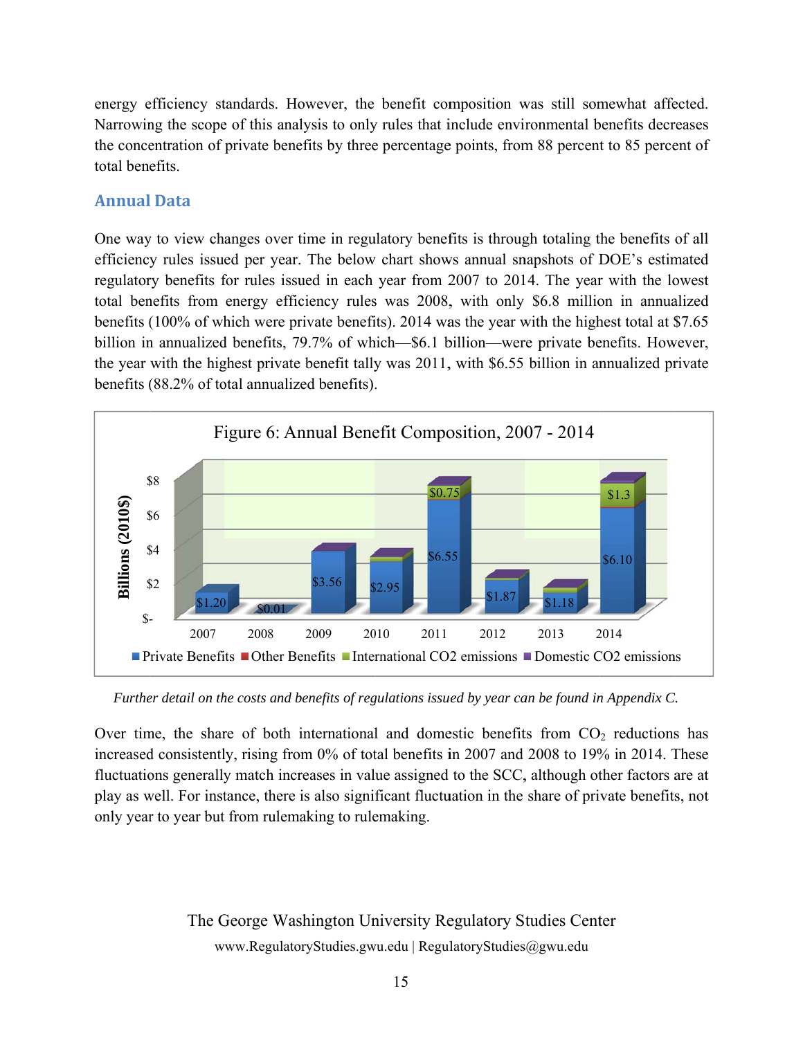energy efficiency standards. However, the benefit composition was still somewhat affected. Narrowing the scope of this analysis to only rules that include environmental benefits decreases the concentration of private benefits by three percentage points, from 88 percent to 85 percent of total benefits.

## Annual Data

One way to view changes over time in regulatory benefits is through totaling the benefits of all efficiency rules issued per year. The below chart shows annual snapshots of DOE's estimated regulatory benefits for rules issued in each year from 2007 to 2014. The year with the lowest total benefits from energy efficiency rules was 2008, with only $6.8 million in annualized benefits (100% of which were private benefits). 2014 was the year with the highest total at $7.65 billion in annualized benefits, 79.7% of which—$6.1 billion—were private benefits. However, the year with the highest private benefit tally was 2011, with $6.55 billion in annualized private benefits (88.2% of total annualized benefits).

Figure 6: Annual Benefit Composition, 2007 - 2014

| Year | Private Benefits (Billions 2010$) |
|---|---|
| 2007 | $1.20 |
| 2008 | $0.01 |
| 2009 | $3.56 |
| 2010 | $2.95 |
| 2011 | $6.55 (International CO2 emissions: $0.75) |
| 2012 | $1.87 |
| 2013 | $1.18 |
| 2014 | $6.10 (International CO2 emissions: $1.3) |

Legend: Private Benefits, Other Benefits, International CO2 emissions, Domestic CO2 emissions

*Further detail on the costs and benefits of regulations issued by year can be found in Appendix C.*

Over time, the share of both international and domestic benefits from $CO_2$ reductions has increased consistently, rising from 0% of total benefits in 2007 and 2008 to 19% in 2014. These fluctuations generally match increases in value assigned to the SCC, although other factors are at play as well. For instance, there is also significant fluctuation in the share of private benefits, not only year to year but from rulemaking to rulemaking.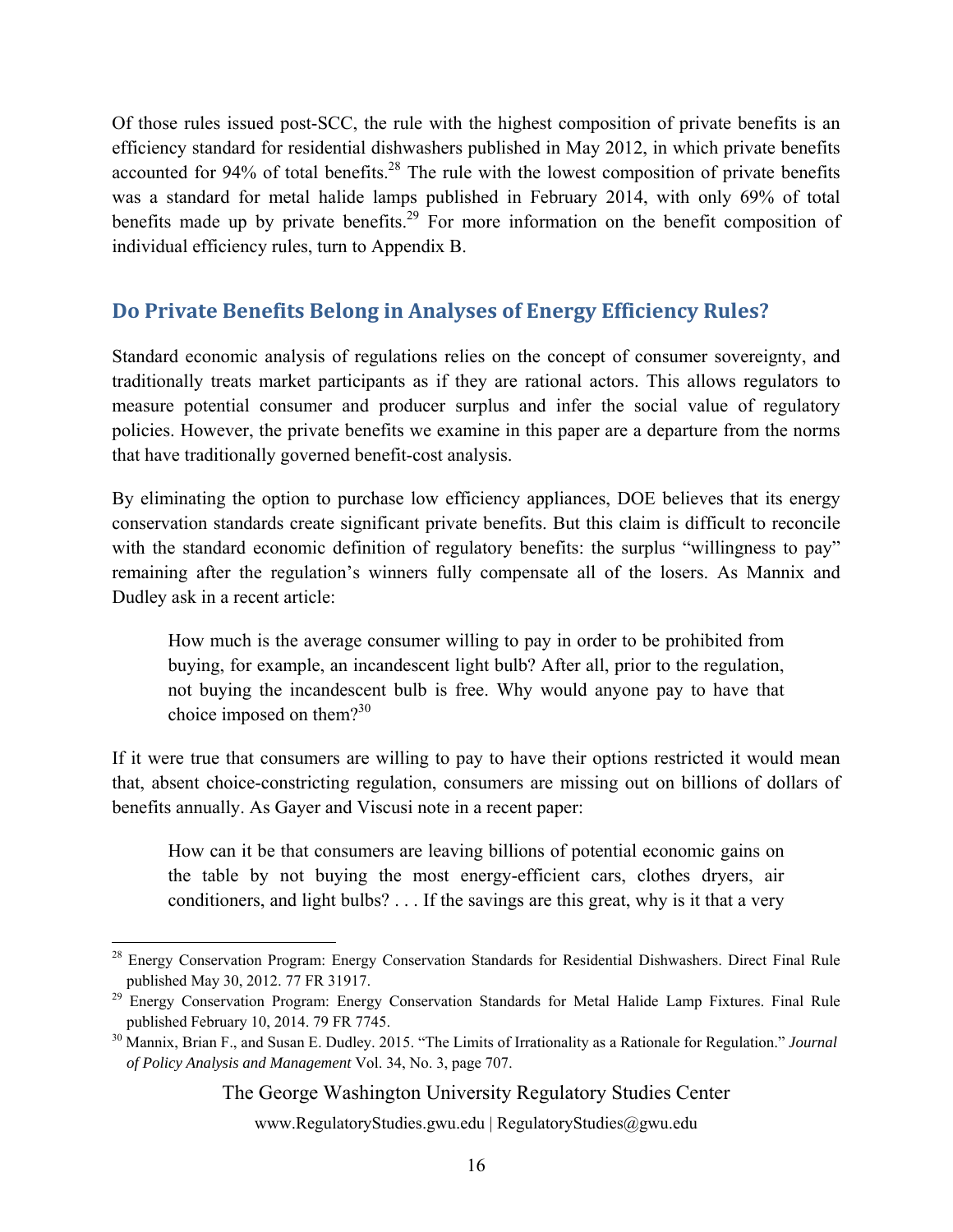Of those rules issued post-SCC, the rule with the highest composition of private benefits is an efficiency standard for residential dishwashers published in May 2012, in which private benefits accounted for 94% of total benefits.[28] The rule with the lowest composition of private benefits was a standard for metal halide lamps published in February 2014, with only 69% of total benefits made up by private benefits.[29] For more information on the benefit composition of individual efficiency rules, turn to Appendix B.

## Do Private Benefits Belong in Analyses of Energy Efficiency Rules?

Standard economic analysis of regulations relies on the concept of consumer sovereignty, and traditionally treats market participants as if they are rational actors. This allows regulators to measure potential consumer and producer surplus and infer the social value of regulatory policies. However, the private benefits we examine in this paper are a departure from the norms that have traditionally governed benefit-cost analysis.

By eliminating the option to purchase low efficiency appliances, DOE believes that its energy conservation standards create significant private benefits. But this claim is difficult to reconcile with the standard economic definition of regulatory benefits: the surplus "willingness to pay" remaining after the regulation's winners fully compensate all of the losers. As Mannix and Dudley ask in a recent article:

> How much is the average consumer willing to pay in order to be prohibited from buying, for example, an incandescent light bulb? After all, prior to the regulation, not buying the incandescent bulb is free. Why would anyone pay to have that choice imposed on them?[30]

If it were true that consumers are willing to pay to have their options restricted it would mean that, absent choice-constricting regulation, consumers are missing out on billions of dollars of benefits annually. As Gayer and Viscusi note in a recent paper:

> How can it be that consumers are leaving billions of potential economic gains on the table by not buying the most energy-efficient cars, clothes dryers, air conditioners, and light bulbs? . . . If the savings are this great, why is it that a very

---

[28] Energy Conservation Program: Energy Conservation Standards for Residential Dishwashers. Direct Final Rule published May 30, 2012. 77 FR 31917.

[29] Energy Conservation Program: Energy Conservation Standards for Metal Halide Lamp Fixtures. Final Rule published February 10, 2014. 79 FR 7745.

[30] Mannix, Brian F., and Susan E. Dudley. 2015. "The Limits of Irrationality as a Rationale for Regulation." *Journal of Policy Analysis and Management* Vol. 34, No. 3, page 707.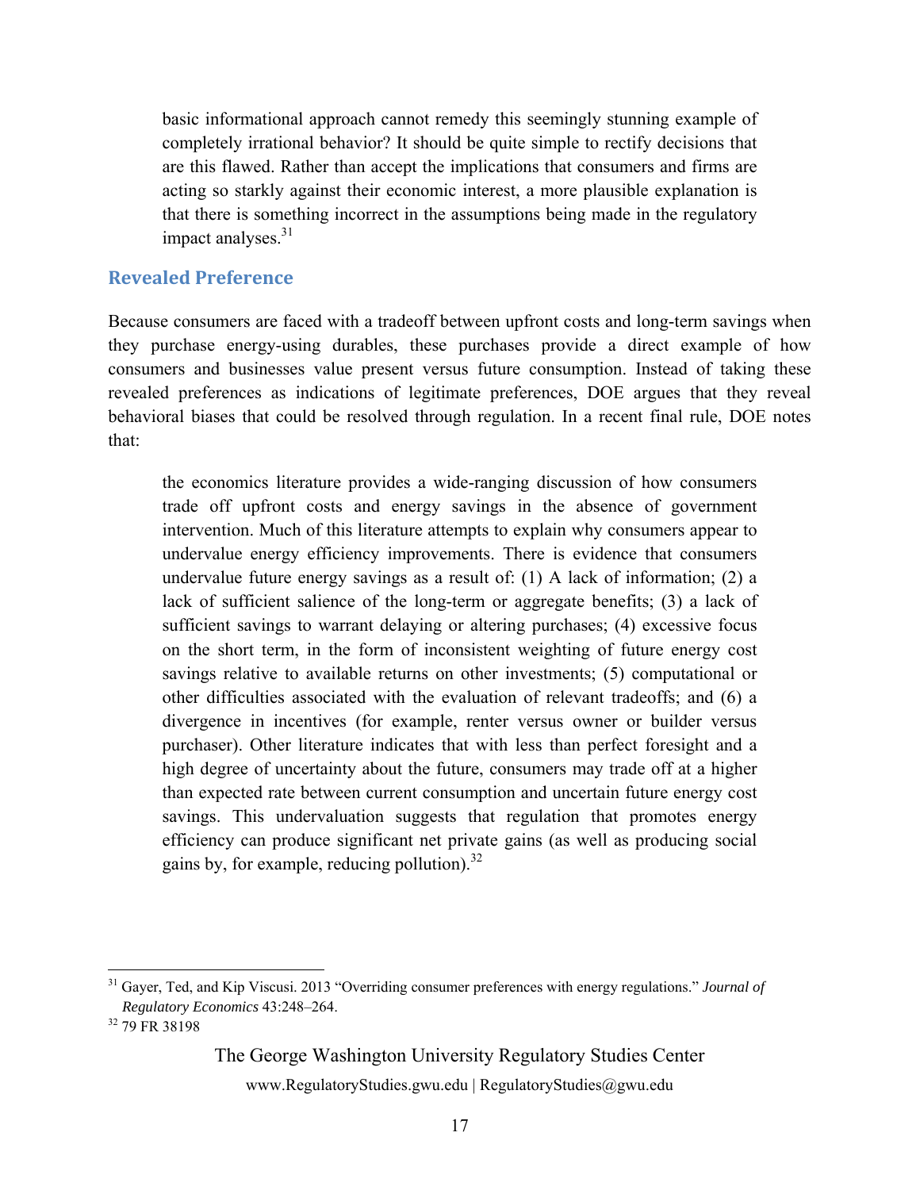> basic informational approach cannot remedy this seemingly stunning example of completely irrational behavior? It should be quite simple to rectify decisions that are this flawed. Rather than accept the implications that consumers and firms are acting so starkly against their economic interest, a more plausible explanation is that there is something incorrect in the assumptions being made in the regulatory impact analyses.[31]

## Revealed Preference

Because consumers are faced with a tradeoff between upfront costs and long-term savings when they purchase energy-using durables, these purchases provide a direct example of how consumers and businesses value present versus future consumption. Instead of taking these revealed preferences as indications of legitimate preferences, DOE argues that they reveal behavioral biases that could be resolved through regulation. In a recent final rule, DOE notes that:

> the economics literature provides a wide-ranging discussion of how consumers trade off upfront costs and energy savings in the absence of government intervention. Much of this literature attempts to explain why consumers appear to undervalue energy efficiency improvements. There is evidence that consumers undervalue future energy savings as a result of: (1) A lack of information; (2) a lack of sufficient salience of the long-term or aggregate benefits; (3) a lack of sufficient savings to warrant delaying or altering purchases; (4) excessive focus on the short term, in the form of inconsistent weighting of future energy cost savings relative to available returns on other investments; (5) computational or other difficulties associated with the evaluation of relevant tradeoffs; and (6) a divergence in incentives (for example, renter versus owner or builder versus purchaser). Other literature indicates that with less than perfect foresight and a high degree of uncertainty about the future, consumers may trade off at a higher than expected rate between current consumption and uncertain future energy cost savings. This undervaluation suggests that regulation that promotes energy efficiency can produce significant net private gains (as well as producing social gains by, for example, reducing pollution).[32]

---

[31] Gayer, Ted, and Kip Viscusi. 2013 "Overriding consumer preferences with energy regulations." *Journal of Regulatory Economics* 43:248–264.

[32] 79 FR 38198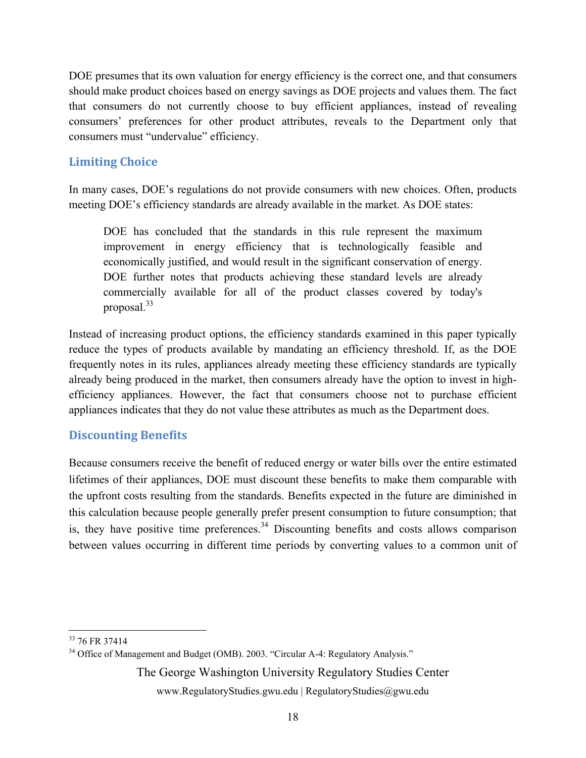DOE presumes that its own valuation for energy efficiency is the correct one, and that consumers should make product choices based on energy savings as DOE projects and values them. The fact that consumers do not currently choose to buy efficient appliances, instead of revealing consumers' preferences for other product attributes, reveals to the Department only that consumers must "undervalue" efficiency.

## Limiting Choice

In many cases, DOE's regulations do not provide consumers with new choices. Often, products meeting DOE's efficiency standards are already available in the market. As DOE states:

> DOE has concluded that the standards in this rule represent the maximum improvement in energy efficiency that is technologically feasible and economically justified, and would result in the significant conservation of energy. DOE further notes that products achieving these standard levels are already commercially available for all of the product classes covered by today's proposal.[33]

Instead of increasing product options, the efficiency standards examined in this paper typically reduce the types of products available by mandating an efficiency threshold. If, as the DOE frequently notes in its rules, appliances already meeting these efficiency standards are typically already being produced in the market, then consumers already have the option to invest in high-efficiency appliances. However, the fact that consumers choose not to purchase efficient appliances indicates that they do not value these attributes as much as the Department does.

## Discounting Benefits

Because consumers receive the benefit of reduced energy or water bills over the entire estimated lifetimes of their appliances, DOE must discount these benefits to make them comparable with the upfront costs resulting from the standards. Benefits expected in the future are diminished in this calculation because people generally prefer present consumption to future consumption; that is, they have positive time preferences.[34] Discounting benefits and costs allows comparison between values occurring in different time periods by converting values to a common unit of

---

[33] 76 FR 37414

[34] Office of Management and Budget (OMB). 2003. "Circular A-4: Regulatory Analysis."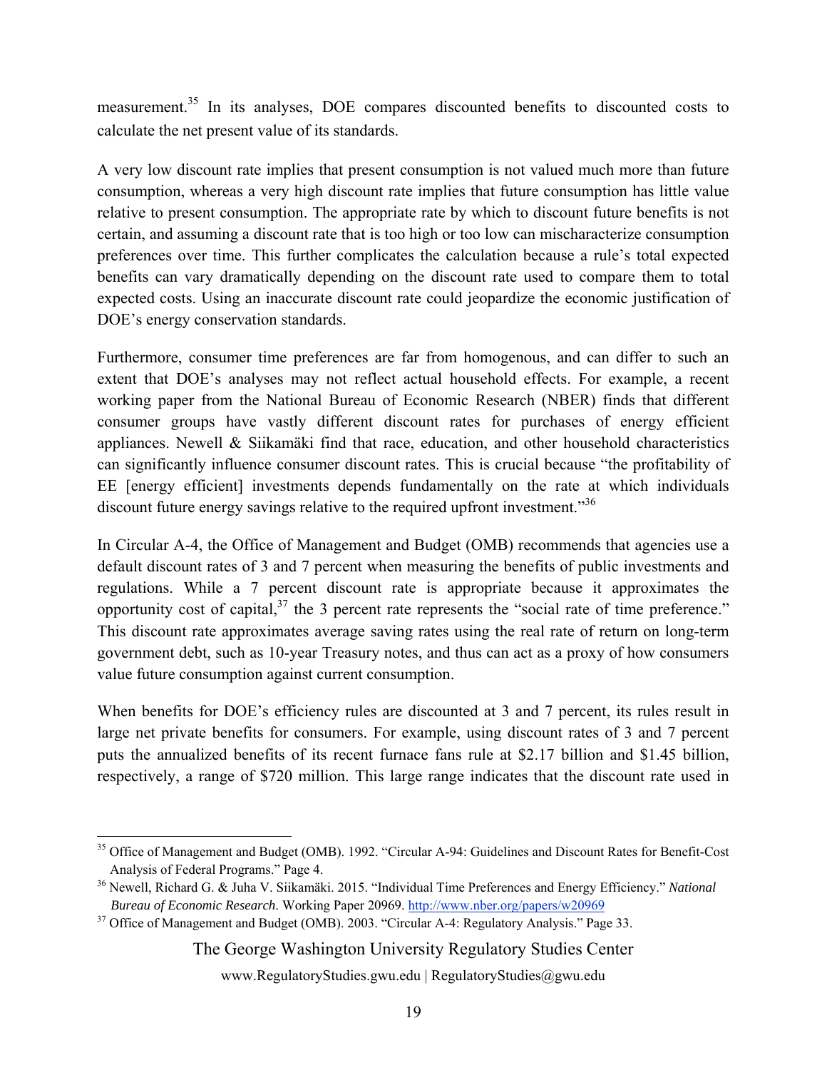measurement.[35] In its analyses, DOE compares discounted benefits to discounted costs to calculate the net present value of its standards.

A very low discount rate implies that present consumption is not valued much more than future consumption, whereas a very high discount rate implies that future consumption has little value relative to present consumption. The appropriate rate by which to discount future benefits is not certain, and assuming a discount rate that is too high or too low can mischaracterize consumption preferences over time. This further complicates the calculation because a rule's total expected benefits can vary dramatically depending on the discount rate used to compare them to total expected costs. Using an inaccurate discount rate could jeopardize the economic justification of DOE's energy conservation standards.

Furthermore, consumer time preferences are far from homogenous, and can differ to such an extent that DOE's analyses may not reflect actual household effects. For example, a recent working paper from the National Bureau of Economic Research (NBER) finds that different consumer groups have vastly different discount rates for purchases of energy efficient appliances. Newell & Siikamäki find that race, education, and other household characteristics can significantly influence consumer discount rates. This is crucial because "the profitability of EE [energy efficient] investments depends fundamentally on the rate at which individuals discount future energy savings relative to the required upfront investment."[36]

In Circular A-4, the Office of Management and Budget (OMB) recommends that agencies use a default discount rates of 3 and 7 percent when measuring the benefits of public investments and regulations. While a 7 percent discount rate is appropriate because it approximates the opportunity cost of capital,[37] the 3 percent rate represents the "social rate of time preference." This discount rate approximates average saving rates using the real rate of return on long-term government debt, such as 10-year Treasury notes, and thus can act as a proxy of how consumers value future consumption against current consumption.

When benefits for DOE's efficiency rules are discounted at 3 and 7 percent, its rules result in large net private benefits for consumers. For example, using discount rates of 3 and 7 percent puts the annualized benefits of its recent furnace fans rule at $2.17 billion and $1.45 billion, respectively, a range of $720 million. This large range indicates that the discount rate used in

---

[35] Office of Management and Budget (OMB). 1992. "Circular A-94: Guidelines and Discount Rates for Benefit-Cost Analysis of Federal Programs." Page 4.

[36] Newell, Richard G. & Juha V. Siikamäki. 2015. "Individual Time Preferences and Energy Efficiency." *National Bureau of Economic Research*. Working Paper 20969. http://www.nber.org/papers/w20969

[37] Office of Management and Budget (OMB). 2003. "Circular A-4: Regulatory Analysis." Page 33.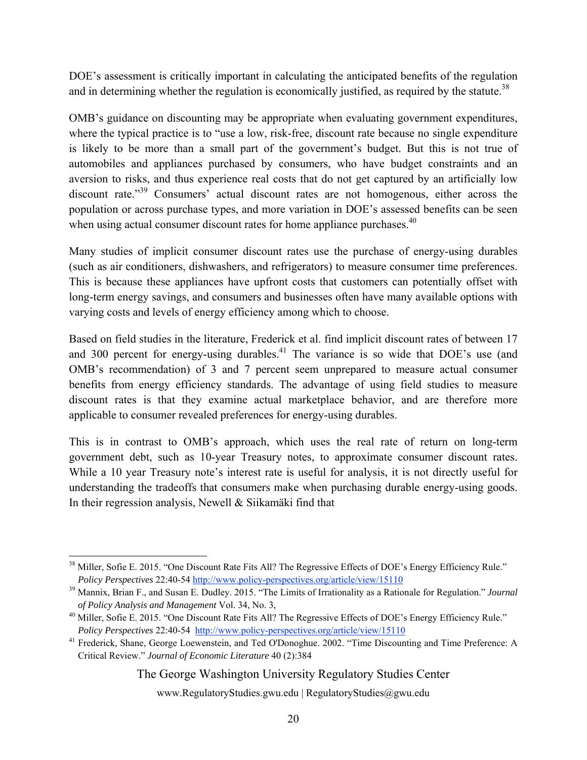DOE's assessment is critically important in calculating the anticipated benefits of the regulation and in determining whether the regulation is economically justified, as required by the statute.[38]

OMB's guidance on discounting may be appropriate when evaluating government expenditures, where the typical practice is to "use a low, risk-free, discount rate because no single expenditure is likely to be more than a small part of the government's budget. But this is not true of automobiles and appliances purchased by consumers, who have budget constraints and an aversion to risks, and thus experience real costs that do not get captured by an artificially low discount rate."[39] Consumers' actual discount rates are not homogenous, either across the population or across purchase types, and more variation in DOE's assessed benefits can be seen when using actual consumer discount rates for home appliance purchases.[40]

Many studies of implicit consumer discount rates use the purchase of energy-using durables (such as air conditioners, dishwashers, and refrigerators) to measure consumer time preferences. This is because these appliances have upfront costs that customers can potentially offset with long-term energy savings, and consumers and businesses often have many available options with varying costs and levels of energy efficiency among which to choose.

Based on field studies in the literature, Frederick et al. find implicit discount rates of between 17 and 300 percent for energy-using durables.[41] The variance is so wide that DOE's use (and OMB's recommendation) of 3 and 7 percent seem unprepared to measure actual consumer benefits from energy efficiency standards. The advantage of using field studies to measure discount rates is that they examine actual marketplace behavior, and are therefore more applicable to consumer revealed preferences for energy-using durables.

This is in contrast to OMB's approach, which uses the real rate of return on long-term government debt, such as 10-year Treasury notes, to approximate consumer discount rates. While a 10 year Treasury note's interest rate is useful for analysis, it is not directly useful for understanding the tradeoffs that consumers make when purchasing durable energy-using goods. In their regression analysis, Newell & Siikamäki find that

---

[38] Miller, Sofie E. 2015. "One Discount Rate Fits All? The Regressive Effects of DOE's Energy Efficiency Rule." *Policy Perspectives* 22:40-54 http://www.policy-perspectives.org/article/view/15110

[39] Mannix, Brian F., and Susan E. Dudley. 2015. "The Limits of Irrationality as a Rationale for Regulation." *Journal of Policy Analysis and Management* Vol. 34, No. 3,

[40] Miller, Sofie E. 2015. "One Discount Rate Fits All? The Regressive Effects of DOE's Energy Efficiency Rule." *Policy Perspectives* 22:40-54 http://www.policy-perspectives.org/article/view/15110

[41] Frederick, Shane, George Loewenstein, and Ted O'Donoghue. 2002. "Time Discounting and Time Preference: A Critical Review." *Journal of Economic Literature* 40 (2):384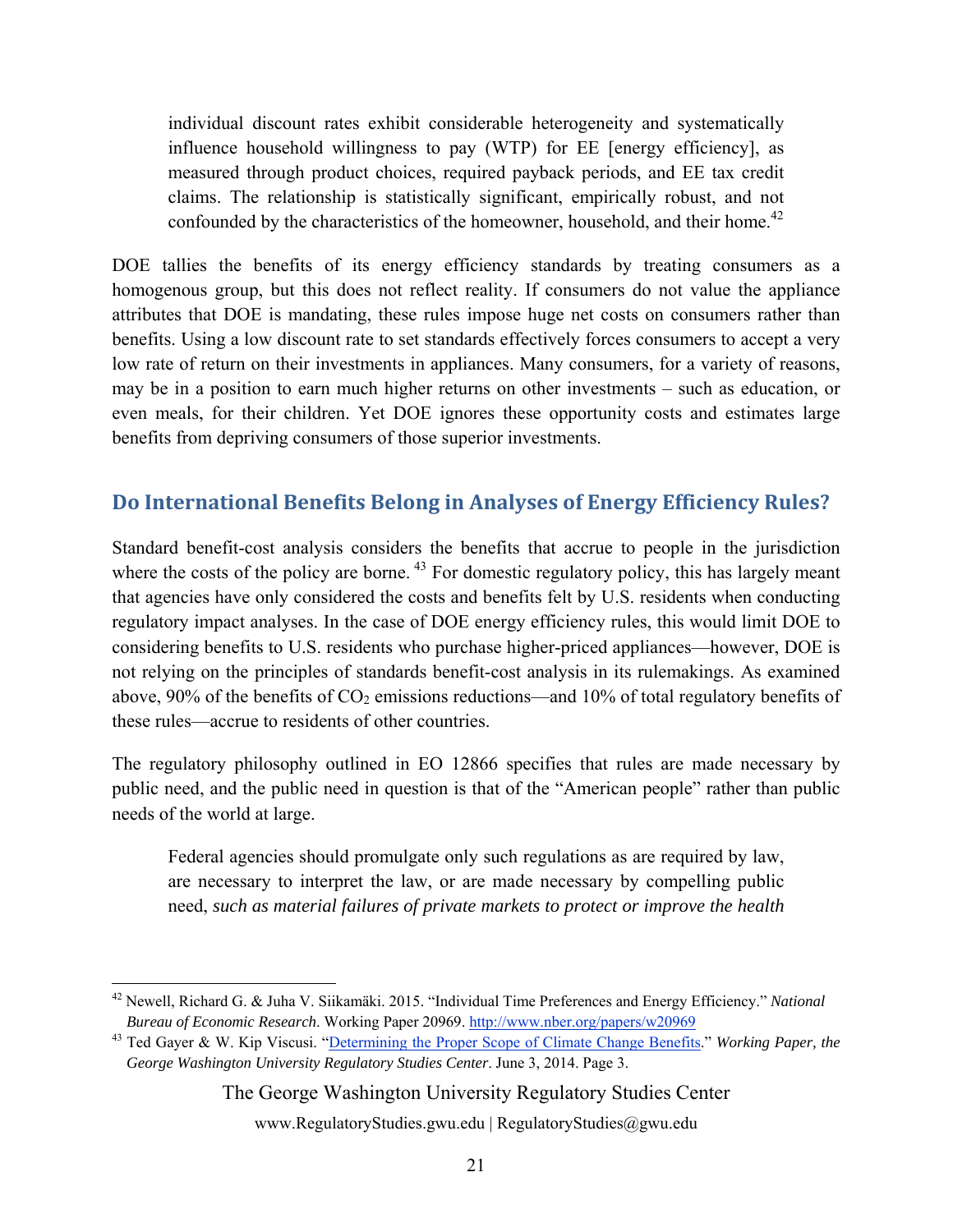> individual discount rates exhibit considerable heterogeneity and systematically influence household willingness to pay (WTP) for EE [energy efficiency], as measured through product choices, required payback periods, and EE tax credit claims. The relationship is statistically significant, empirically robust, and not confounded by the characteristics of the homeowner, household, and their home.[42]

DOE tallies the benefits of its energy efficiency standards by treating consumers as a homogenous group, but this does not reflect reality. If consumers do not value the appliance attributes that DOE is mandating, these rules impose huge net costs on consumers rather than benefits. Using a low discount rate to set standards effectively forces consumers to accept a very low rate of return on their investments in appliances. Many consumers, for a variety of reasons, may be in a position to earn much higher returns on other investments – such as education, or even meals, for their children. Yet DOE ignores these opportunity costs and estimates large benefits from depriving consumers of those superior investments.

## Do International Benefits Belong in Analyses of Energy Efficiency Rules?

Standard benefit-cost analysis considers the benefits that accrue to people in the jurisdiction where the costs of the policy are borne.[43] For domestic regulatory policy, this has largely meant that agencies have only considered the costs and benefits felt by U.S. residents when conducting regulatory impact analyses. In the case of DOE energy efficiency rules, this would limit DOE to considering benefits to U.S. residents who purchase higher-priced appliances—however, DOE is not relying on the principles of standards benefit-cost analysis in its rulemakings. As examined above, 90% of the benefits of $CO_2$ emissions reductions—and 10% of total regulatory benefits of these rules—accrue to residents of other countries.

The regulatory philosophy outlined in EO 12866 specifies that rules are made necessary by public need, and the public need in question is that of the "American people" rather than public needs of the world at large.

> Federal agencies should promulgate only such regulations as are required by law, are necessary to interpret the law, or are made necessary by compelling public need, *such as material failures of private markets to protect or improve the health*

---

[42] Newell, Richard G. & Juha V. Siikamäki. 2015. "Individual Time Preferences and Energy Efficiency." *National Bureau of Economic Research*. Working Paper 20969. http://www.nber.org/papers/w20969

[43] Ted Gayer & W. Kip Viscusi. "Determining the Proper Scope of Climate Change Benefits." *Working Paper, the George Washington University Regulatory Studies Center*. June 3, 2014. Page 3.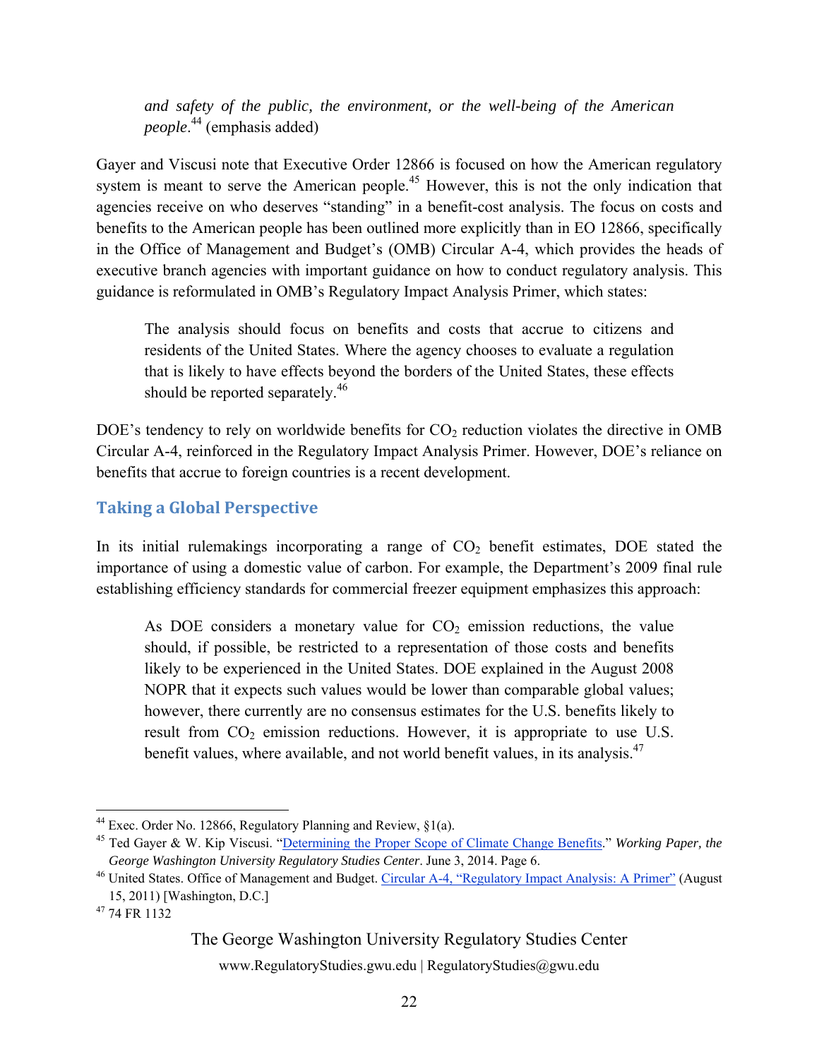> *and safety of the public, the environment, or the well-being of the American people*.[44] (emphasis added)

Gayer and Viscusi note that Executive Order 12866 is focused on how the American regulatory system is meant to serve the American people.[45] However, this is not the only indication that agencies receive on who deserves "standing" in a benefit-cost analysis. The focus on costs and benefits to the American people has been outlined more explicitly than in EO 12866, specifically in the Office of Management and Budget's (OMB) Circular A-4, which provides the heads of executive branch agencies with important guidance on how to conduct regulatory analysis. This guidance is reformulated in OMB's Regulatory Impact Analysis Primer, which states:

> The analysis should focus on benefits and costs that accrue to citizens and residents of the United States. Where the agency chooses to evaluate a regulation that is likely to have effects beyond the borders of the United States, these effects should be reported separately.[46]

DOE's tendency to rely on worldwide benefits for $CO_2$ reduction violates the directive in OMB Circular A-4, reinforced in the Regulatory Impact Analysis Primer. However, DOE's reliance on benefits that accrue to foreign countries is a recent development.

## Taking a Global Perspective

In its initial rulemakings incorporating a range of $CO_2$ benefit estimates, DOE stated the importance of using a domestic value of carbon. For example, the Department's 2009 final rule establishing efficiency standards for commercial freezer equipment emphasizes this approach:

> As DOE considers a monetary value for $CO_2$ emission reductions, the value should, if possible, be restricted to a representation of those costs and benefits likely to be experienced in the United States. DOE explained in the August 2008 NOPR that it expects such values would be lower than comparable global values; however, there currently are no consensus estimates for the U.S. benefits likely to result from $CO_2$ emission reductions. However, it is appropriate to use U.S. benefit values, where available, and not world benefit values, in its analysis.[47]

---

[44] Exec. Order No. 12866, Regulatory Planning and Review, §1(a).

[45] Ted Gayer & W. Kip Viscusi. "Determining the Proper Scope of Climate Change Benefits." *Working Paper, the George Washington University Regulatory Studies Center*. June 3, 2014. Page 6.

[46] United States. Office of Management and Budget. Circular A-4, "Regulatory Impact Analysis: A Primer" (August 15, 2011) [Washington, D.C.]

[47] 74 FR 1132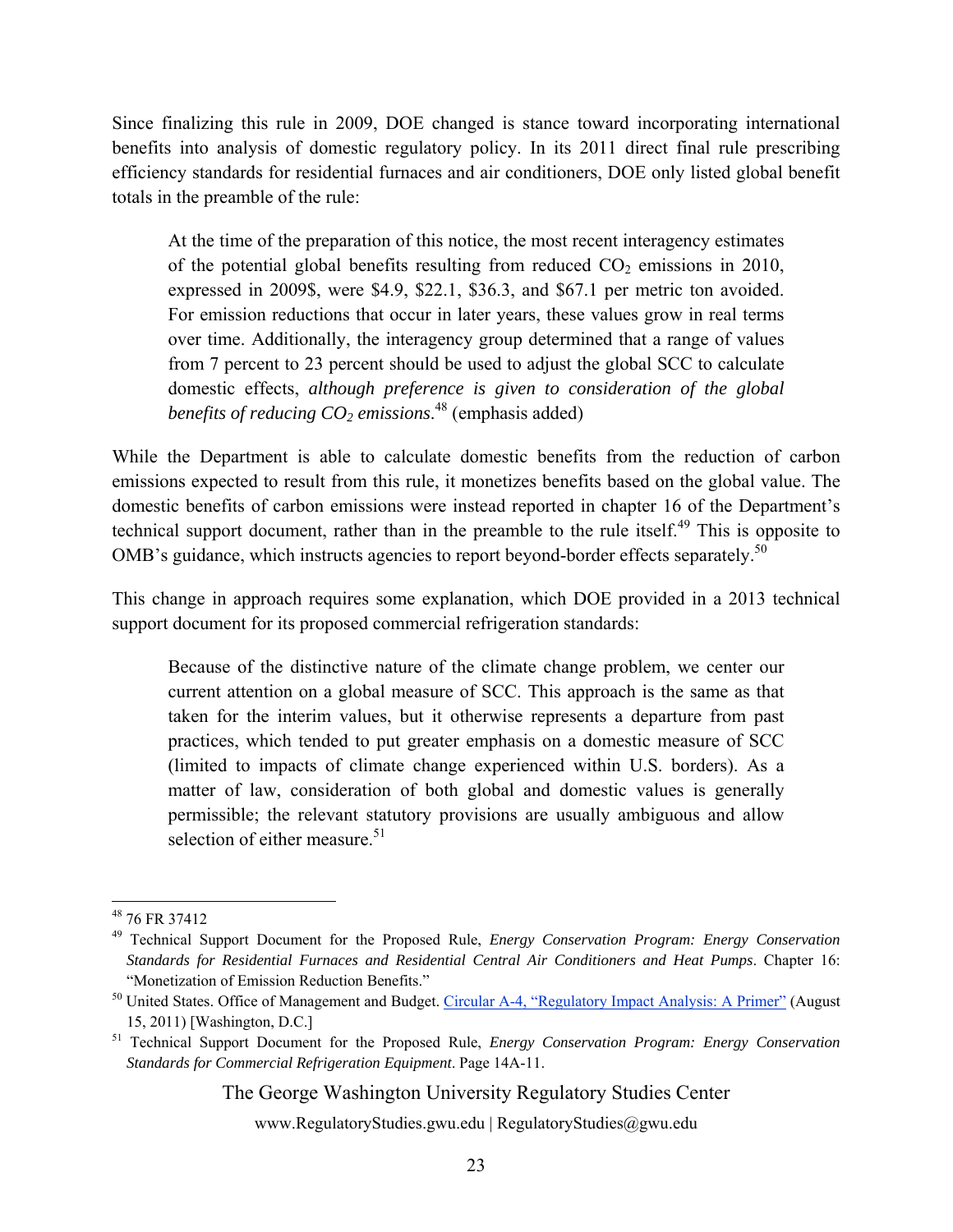Since finalizing this rule in 2009, DOE changed is stance toward incorporating international benefits into analysis of domestic regulatory policy. In its 2011 direct final rule prescribing efficiency standards for residential furnaces and air conditioners, DOE only listed global benefit totals in the preamble of the rule:

> At the time of the preparation of this notice, the most recent interagency estimates of the potential global benefits resulting from reduced $CO_2$ emissions in 2010, expressed in 2009$, were $4.9, $22.1, $36.3, and $67.1 per metric ton avoided. For emission reductions that occur in later years, these values grow in real terms over time. Additionally, the interagency group determined that a range of values from 7 percent to 23 percent should be used to adjust the global SCC to calculate domestic effects, *although preference is given to consideration of the global benefits of reducing $CO_2$ emissions*.[48] (emphasis added)

While the Department is able to calculate domestic benefits from the reduction of carbon emissions expected to result from this rule, it monetizes benefits based on the global value. The domestic benefits of carbon emissions were instead reported in chapter 16 of the Department's technical support document, rather than in the preamble to the rule itself.[49] This is opposite to OMB's guidance, which instructs agencies to report beyond-border effects separately.[50]

This change in approach requires some explanation, which DOE provided in a 2013 technical support document for its proposed commercial refrigeration standards:

> Because of the distinctive nature of the climate change problem, we center our current attention on a global measure of SCC. This approach is the same as that taken for the interim values, but it otherwise represents a departure from past practices, which tended to put greater emphasis on a domestic measure of SCC (limited to impacts of climate change experienced within U.S. borders). As a matter of law, consideration of both global and domestic values is generally permissible; the relevant statutory provisions are usually ambiguous and allow selection of either measure.[51]

---

[48] 76 FR 37412

[49] Technical Support Document for the Proposed Rule, *Energy Conservation Program: Energy Conservation Standards for Residential Furnaces and Residential Central Air Conditioners and Heat Pumps*. Chapter 16: "Monetization of Emission Reduction Benefits."

[50] United States. Office of Management and Budget. Circular A-4, "Regulatory Impact Analysis: A Primer" (August 15, 2011) [Washington, D.C.]

[51] Technical Support Document for the Proposed Rule, *Energy Conservation Program: Energy Conservation Standards for Commercial Refrigeration Equipment*. Page 14A-11.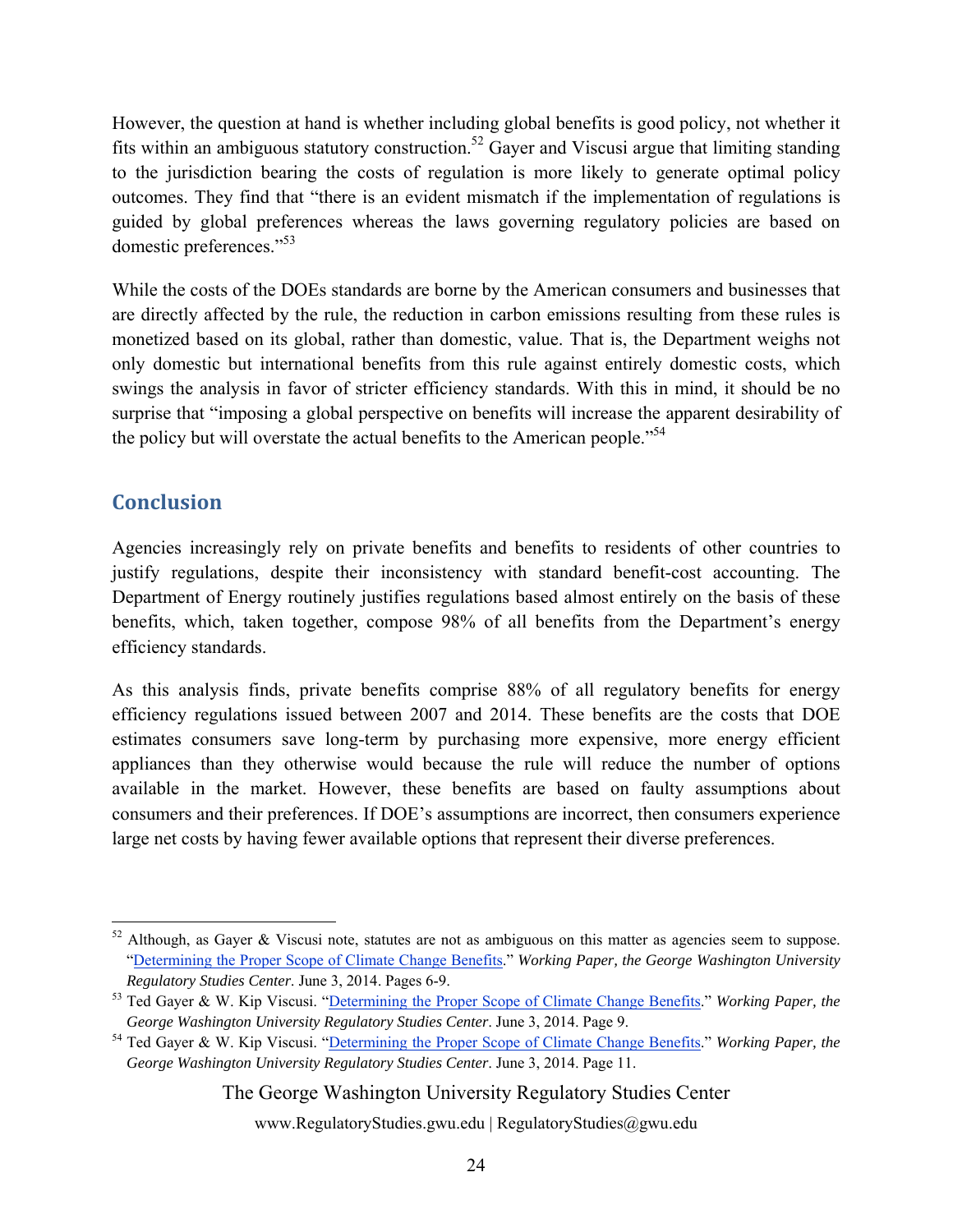However, the question at hand is whether including global benefits is good policy, not whether it fits within an ambiguous statutory construction.[52] Gayer and Viscusi argue that limiting standing to the jurisdiction bearing the costs of regulation is more likely to generate optimal policy outcomes. They find that "there is an evident mismatch if the implementation of regulations is guided by global preferences whereas the laws governing regulatory policies are based on domestic preferences."[53]

While the costs of the DOEs standards are borne by the American consumers and businesses that are directly affected by the rule, the reduction in carbon emissions resulting from these rules is monetized based on its global, rather than domestic, value. That is, the Department weighs not only domestic but international benefits from this rule against entirely domestic costs, which swings the analysis in favor of stricter efficiency standards. With this in mind, it should be no surprise that "imposing a global perspective on benefits will increase the apparent desirability of the policy but will overstate the actual benefits to the American people."[54]

## Conclusion

Agencies increasingly rely on private benefits and benefits to residents of other countries to justify regulations, despite their inconsistency with standard benefit-cost accounting. The Department of Energy routinely justifies regulations based almost entirely on the basis of these benefits, which, taken together, compose 98% of all benefits from the Department's energy efficiency standards.

As this analysis finds, private benefits comprise 88% of all regulatory benefits for energy efficiency regulations issued between 2007 and 2014. These benefits are the costs that DOE estimates consumers save long-term by purchasing more expensive, more energy efficient appliances than they otherwise would because the rule will reduce the number of options available in the market. However, these benefits are based on faulty assumptions about consumers and their preferences. If DOE's assumptions are incorrect, then consumers experience large net costs by having fewer available options that represent their diverse preferences.

---

[52] Although, as Gayer & Viscusi note, statutes are not as ambiguous on this matter as agencies seem to suppose. "Determining the Proper Scope of Climate Change Benefits." *Working Paper, the George Washington University Regulatory Studies Center*. June 3, 2014. Pages 6-9.

[53] Ted Gayer & W. Kip Viscusi. "Determining the Proper Scope of Climate Change Benefits." *Working Paper, the George Washington University Regulatory Studies Center*. June 3, 2014. Page 9.

[54] Ted Gayer & W. Kip Viscusi. "Determining the Proper Scope of Climate Change Benefits." *Working Paper, the George Washington University Regulatory Studies Center*. June 3, 2014. Page 11.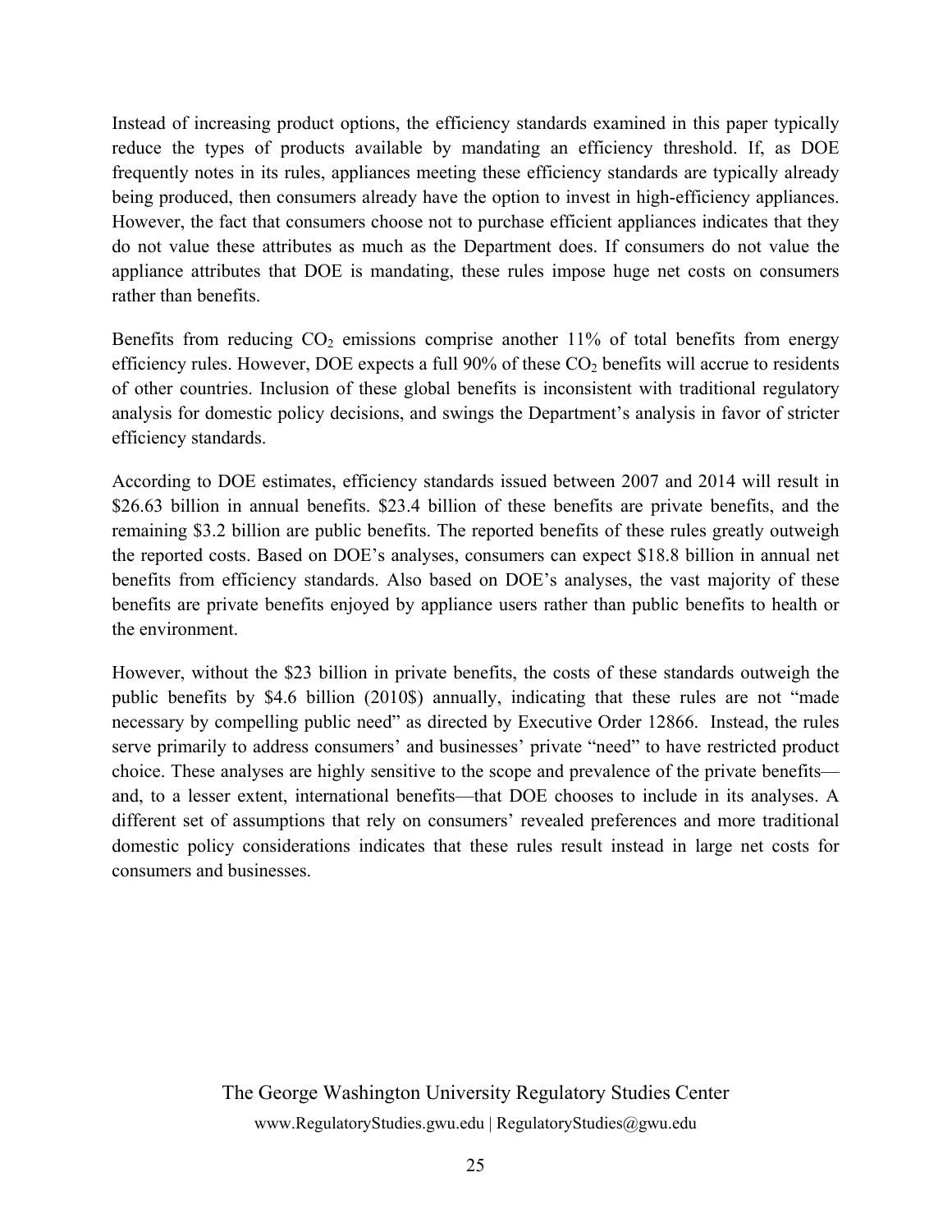Instead of increasing product options, the efficiency standards examined in this paper typically reduce the types of products available by mandating an efficiency threshold. If, as DOE frequently notes in its rules, appliances meeting these efficiency standards are typically already being produced, then consumers already have the option to invest in high-efficiency appliances. However, the fact that consumers choose not to purchase efficient appliances indicates that they do not value these attributes as much as the Department does. If consumers do not value the appliance attributes that DOE is mandating, these rules impose huge net costs on consumers rather than benefits.

Benefits from reducing $CO_2$ emissions comprise another 11% of total benefits from energy efficiency rules. However, DOE expects a full 90% of these $CO_2$ benefits will accrue to residents of other countries. Inclusion of these global benefits is inconsistent with traditional regulatory analysis for domestic policy decisions, and swings the Department's analysis in favor of stricter efficiency standards.

According to DOE estimates, efficiency standards issued between 2007 and 2014 will result in $26.63 billion in annual benefits. $23.4 billion of these benefits are private benefits, and the remaining $3.2 billion are public benefits. The reported benefits of these rules greatly outweigh the reported costs. Based on DOE's analyses, consumers can expect $18.8 billion in annual net benefits from efficiency standards. Also based on DOE's analyses, the vast majority of these benefits are private benefits enjoyed by appliance users rather than public benefits to health or the environment.

However, without the $23 billion in private benefits, the costs of these standards outweigh the public benefits by $4.6 billion (2010$) annually, indicating that these rules are not "made necessary by compelling public need" as directed by Executive Order 12866. Instead, the rules serve primarily to address consumers' and businesses' private "need" to have restricted product choice. These analyses are highly sensitive to the scope and prevalence of the private benefits—and, to a lesser extent, international benefits—that DOE chooses to include in its analyses. A different set of assumptions that rely on consumers' revealed preferences and more traditional domestic policy considerations indicates that these rules result instead in large net costs for consumers and businesses.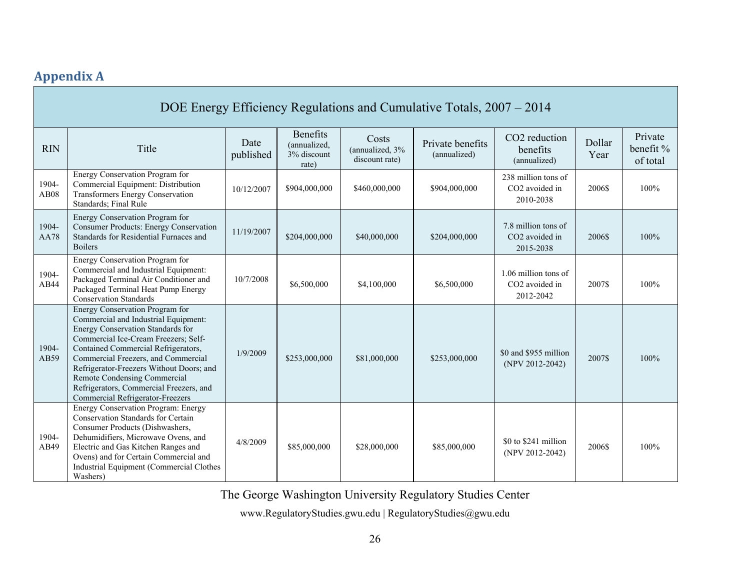## Appendix A

| DOE Energy Efficiency Regulations and Cumulative Totals, 2007 – 2014 | | | | | | | | |
|---|---|---|---|---|---|---|---|---|
| RIN | Title | Date published | Benefits (annualized, 3% discount rate) | Costs (annualized, 3% discount rate) | Private benefits (annualized) | $CO_2$ reduction benefits (annualized) | Dollar Year | Private benefit % of total |
| 1904-AB08 | Energy Conservation Program for Commercial Equipment: Distribution Transformers Energy Conservation Standards; Final Rule | 10/12/2007 | $904,000,000 | $460,000,000 | $904,000,000 | 238 million tons of $CO_2$ avoided in 2010-2038 | 2006$ | 100% |
| 1904-AA78 | Energy Conservation Program for Consumer Products: Energy Conservation Standards for Residential Furnaces and Boilers | 11/19/2007 | $204,000,000 | $40,000,000 | $204,000,000 | 7.8 million tons of $CO_2$ avoided in 2015-2038 | 2006$ | 100% |
| 1904-AB44 | Energy Conservation Program for Commercial and Industrial Equipment: Packaged Terminal Air Conditioner and Packaged Terminal Heat Pump Energy Conservation Standards | 10/7/2008 | $6,500,000 | $4,100,000 | $6,500,000 | 1.06 million tons of $CO_2$ avoided in 2012-2042 | 2007$ | 100% |
| 1904-AB59 | Energy Conservation Program for Commercial and Industrial Equipment: Energy Conservation Standards for Commercial Ice-Cream Freezers; Self-Contained Commercial Refrigerators, Commercial Freezers, and Commercial Refrigerator-Freezers Without Doors; and Remote Condensing Commercial Refrigerators, Commercial Freezers, and Commercial Refrigerator-Freezers | 1/9/2009 | $253,000,000 | $81,000,000 | $253,000,000 | $0 and $955 million (NPV 2012-2042) | 2007$ | 100% |
| 1904-AB49 | Energy Conservation Program: Energy Conservation Standards for Certain Consumer Products (Dishwashers, Dehumidifiers, Microwave Ovens, and Electric and Gas Kitchen Ranges and Ovens) and for Certain Commercial and Industrial Equipment (Commercial Clothes Washers) | 4/8/2009 | $85,000,000 | $28,000,000 | $85,000,000 | $0 to $241 million (NPV 2012-2042) | 2006$ | 100% |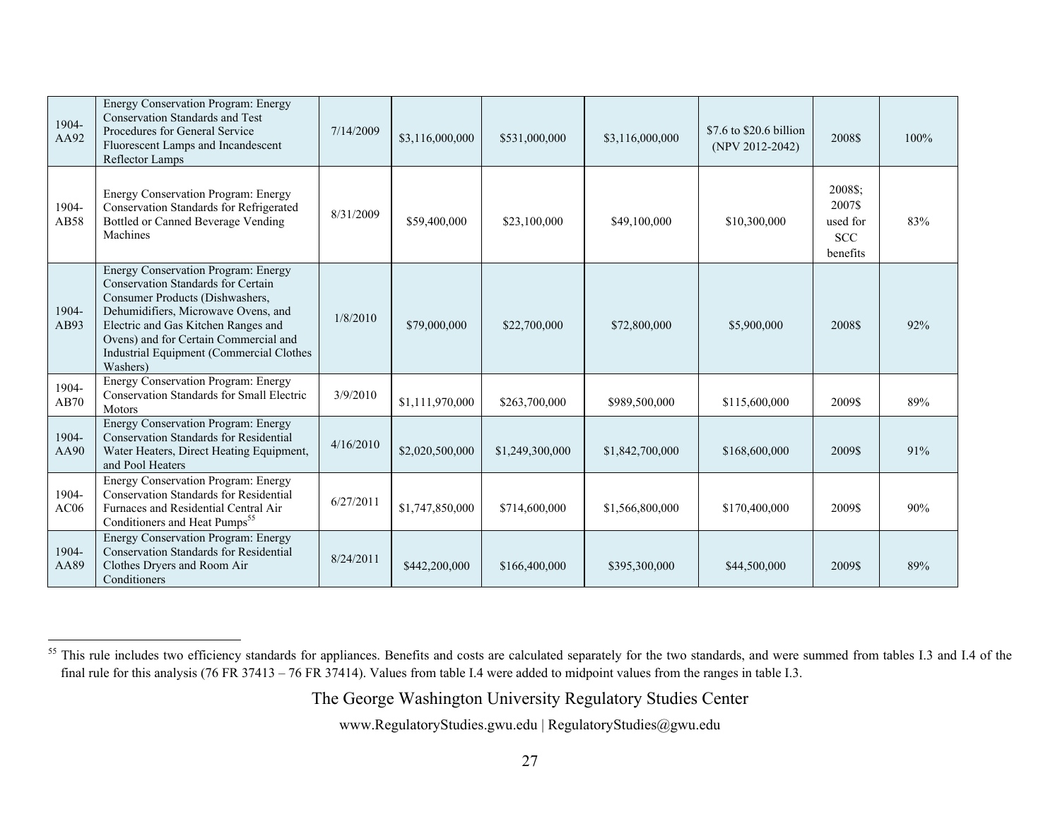| | | | | | | | | |
|---|---|---|---|---|---|---|---|---|
| 1904-AA92 | Energy Conservation Program: Energy Conservation Standards and Test Procedures for General Service Fluorescent Lamps and Incandescent Reflector Lamps | 7/14/2009 | $3,116,000,000 | $531,000,000 | $3,116,000,000 | $7.6 to $20.6 billion (NPV 2012-2042) | 2008$ | 100% |
| 1904-AB58 | Energy Conservation Program: Energy Conservation Standards for Refrigerated Bottled or Canned Beverage Vending Machines | 8/31/2009 | $59,400,000 | $23,100,000 | $49,100,000 | $10,300,000 | 2008$; 2007$ used for SCC benefits | 83% |
| 1904-AB93 | Energy Conservation Program: Energy Conservation Standards for Certain Consumer Products (Dishwashers, Dehumidifiers, Microwave Ovens, and Electric and Gas Kitchen Ranges and Ovens) and for Certain Commercial and Industrial Equipment (Commercial Clothes Washers) | 1/8/2010 | $79,000,000 | $22,700,000 | $72,800,000 | $5,900,000 | 2008$ | 92% |
| 1904-AB70 | Energy Conservation Program: Energy Conservation Standards for Small Electric Motors | 3/9/2010 | $1,111,970,000 | $263,700,000 | $989,500,000 | $115,600,000 | 2009$ | 89% |
| 1904-AA90 | Energy Conservation Program: Energy Conservation Standards for Residential Water Heaters, Direct Heating Equipment, and Pool Heaters | 4/16/2010 | $2,020,500,000 | $1,249,300,000 | $1,842,700,000 | $168,600,000 | 2009$ | 91% |
| 1904-AC06 | Energy Conservation Program: Energy Conservation Standards for Residential Furnaces and Residential Central Air Conditioners and Heat Pumps[55] | 6/27/2011 | $1,747,850,000 | $714,600,000 | $1,566,800,000 | $170,400,000 | 2009$ | 90% |
| 1904-AA89 | Energy Conservation Program: Energy Conservation Standards for Residential Clothes Dryers and Room Air Conditioners | 8/24/2011 | $442,200,000 | $166,400,000 | $395,300,000 | $44,500,000 | 2009$ | 89% |

[55] This rule includes two efficiency standards for appliances. Benefits and costs are calculated separately for the two standards, and were summed from tables I.3 and I.4 of the final rule for this analysis (76 FR 37413 – 76 FR 37414). Values from table I.4 were added to midpoint values from the ranges in table I.3.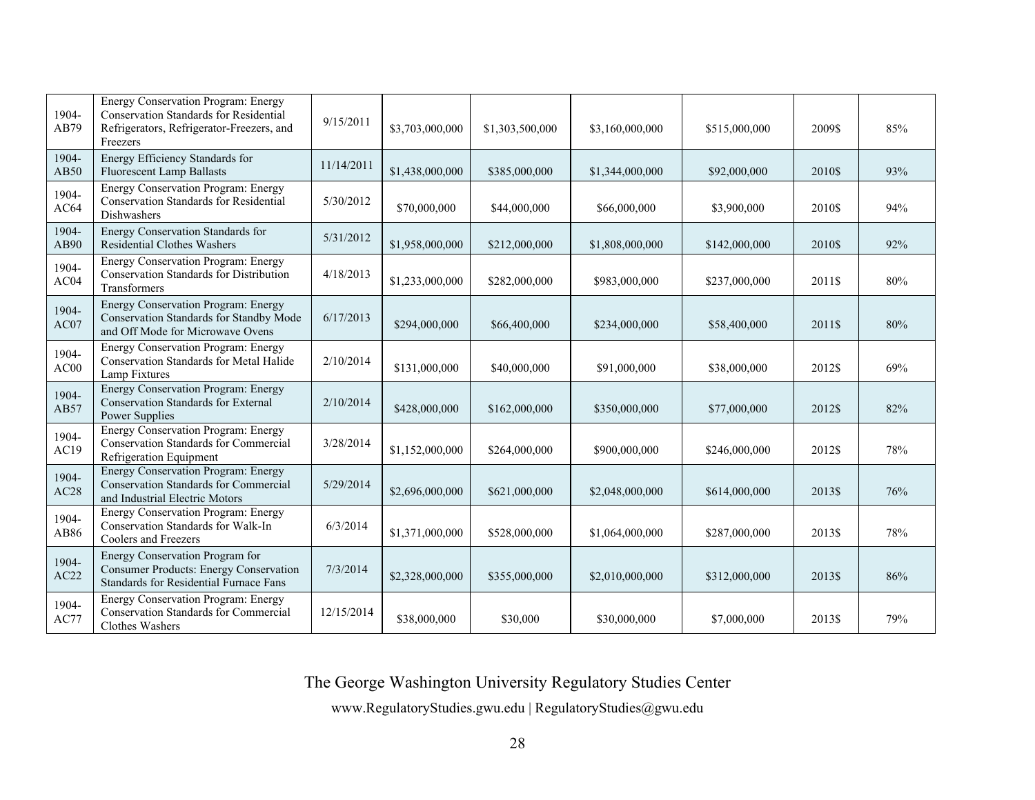| | | | | | | | | |
|---|---|---|---|---|---|---|---|---|
| 1904-AB79 | Energy Conservation Program: Energy Conservation Standards for Residential Refrigerators, Refrigerator-Freezers, and Freezers | 9/15/2011 | $3,703,000,000 | $1,303,500,000 | $3,160,000,000 | $515,000,000 | 2009$ | 85% |
| 1904-AB50 | Energy Efficiency Standards for Fluorescent Lamp Ballasts | 11/14/2011 | $1,438,000,000 | $385,000,000 | $1,344,000,000 | $92,000,000 | 2010$ | 93% |
| 1904-AC64 | Energy Conservation Program: Energy Conservation Standards for Residential Dishwashers | 5/30/2012 | $70,000,000 | $44,000,000 | $66,000,000 | $3,900,000 | 2010$ | 94% |
| 1904-AB90 | Energy Conservation Standards for Residential Clothes Washers | 5/31/2012 | $1,958,000,000 | $212,000,000 | $1,808,000,000 | $142,000,000 | 2010$ | 92% |
| 1904-AC04 | Energy Conservation Program: Energy Conservation Standards for Distribution Transformers | 4/18/2013 | $1,233,000,000 | $282,000,000 | $983,000,000 | $237,000,000 | 2011$ | 80% |
| 1904-AC07 | Energy Conservation Program: Energy Conservation Standards for Standby Mode and Off Mode for Microwave Ovens | 6/17/2013 | $294,000,000 | $66,400,000 | $234,000,000 | $58,400,000 | 2011$ | 80% |
| 1904-AC00 | Energy Conservation Program: Energy Conservation Standards for Metal Halide Lamp Fixtures | 2/10/2014 | $131,000,000 | $40,000,000 | $91,000,000 | $38,000,000 | 2012$ | 69% |
| 1904-AB57 | Energy Conservation Program: Energy Conservation Standards for External Power Supplies | 2/10/2014 | $428,000,000 | $162,000,000 | $350,000,000 | $77,000,000 | 2012$ | 82% |
| 1904-AC19 | Energy Conservation Program: Energy Conservation Standards for Commercial Refrigeration Equipment | 3/28/2014 | $1,152,000,000 | $264,000,000 | $900,000,000 | $246,000,000 | 2012$ | 78% |
| 1904-AC28 | Energy Conservation Program: Energy Conservation Standards for Commercial and Industrial Electric Motors | 5/29/2014 | $2,696,000,000 | $621,000,000 | $2,048,000,000 | $614,000,000 | 2013$ | 76% |
| 1904-AB86 | Energy Conservation Program: Energy Conservation Standards for Walk-In Coolers and Freezers | 6/3/2014 | $1,371,000,000 | $528,000,000 | $1,064,000,000 | $287,000,000 | 2013$ | 78% |
| 1904-AC22 | Energy Conservation Program for Consumer Products: Energy Conservation Standards for Residential Furnace Fans | 7/3/2014 | $2,328,000,000 | $355,000,000 | $2,010,000,000 | $312,000,000 | 2013$ | 86% |
| 1904-AC77 | Energy Conservation Program: Energy Conservation Standards for Commercial Clothes Washers | 12/15/2014 | $38,000,000 | $30,000 | $30,000,000 | $7,000,000 | 2013$ | 79% |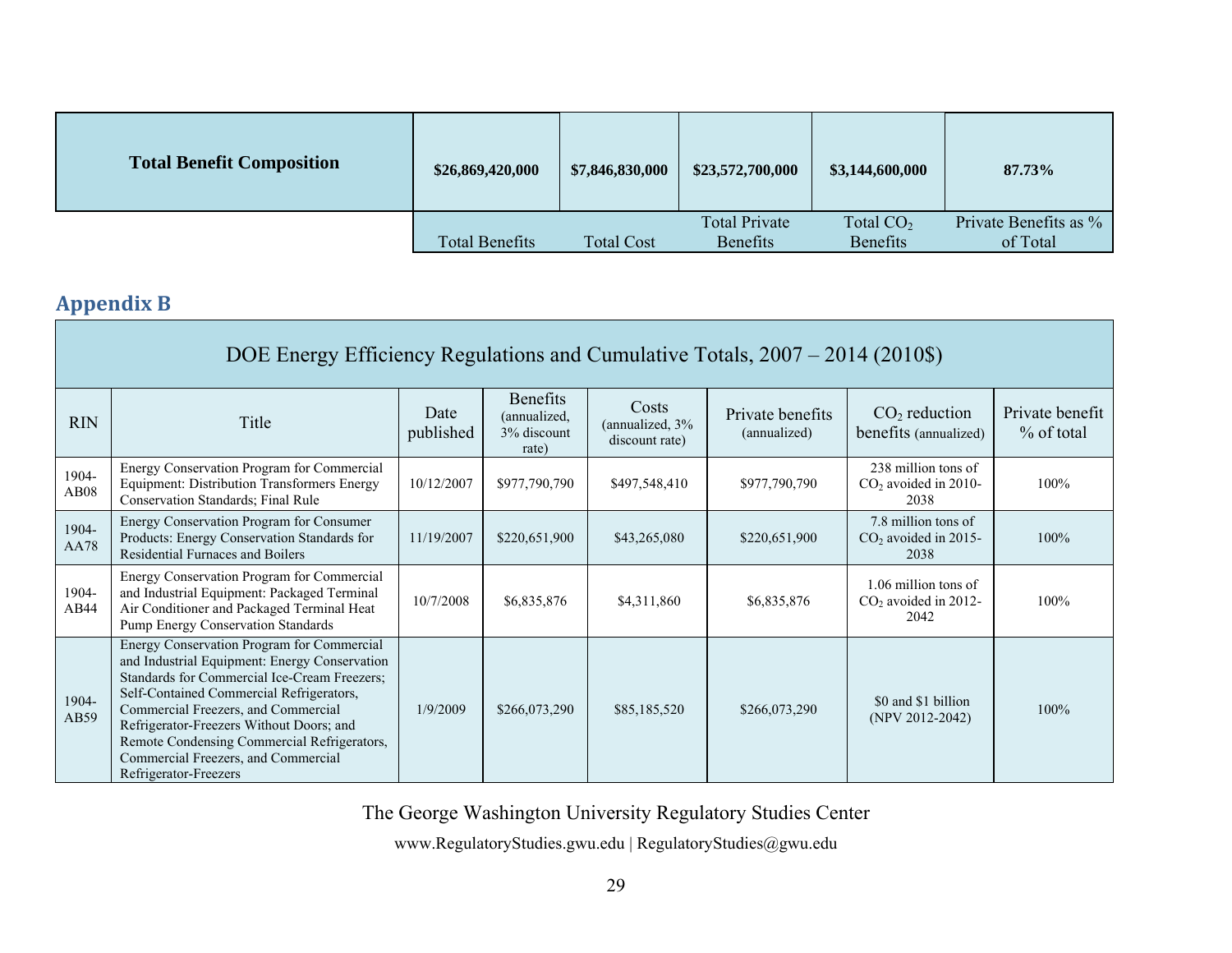| Total Benefit Composition | $26,869,420,000 | $7,846,830,000 | $23,572,700,000 | $3,144,600,000 | 87.73% |
|---|---|---|---|---|---|
| | Total Benefits | Total Cost | Total Private Benefits | Total $CO_2$ Benefits | Private Benefits as % of Total |

## Appendix B

| DOE Energy Efficiency Regulations and Cumulative Totals, 2007 – 2014 (2010$) | | | | | | | |
|---|---|---|---|---|---|---|---|
| RIN | Title | Date published | Benefits (annualized, 3% discount rate) | Costs (annualized, 3% discount rate) | Private benefits (annualized) | $CO_2$ reduction benefits (annualized) | Private benefit % of total |
| 1904-AB08 | Energy Conservation Program for Commercial Equipment: Distribution Transformers Energy Conservation Standards; Final Rule | 10/12/2007 | $977,790,790 | $497,548,410 | $977,790,790 | 238 million tons of $CO_2$ avoided in 2010-2038 | 100% |
| 1904-AA78 | Energy Conservation Program for Consumer Products: Energy Conservation Standards for Residential Furnaces and Boilers | 11/19/2007 | $220,651,900 | $43,265,080 | $220,651,900 | 7.8 million tons of $CO_2$ avoided in 2015-2038 | 100% |
| 1904-AB44 | Energy Conservation Program for Commercial and Industrial Equipment: Packaged Terminal Air Conditioner and Packaged Terminal Heat Pump Energy Conservation Standards | 10/7/2008 | $6,835,876 | $4,311,860 | $6,835,876 | 1.06 million tons of $CO_2$ avoided in 2012-2042 | 100% |
| 1904-AB59 | Energy Conservation Program for Commercial and Industrial Equipment: Energy Conservation Standards for Commercial Ice-Cream Freezers; Self-Contained Commercial Refrigerators, Commercial Freezers, and Commercial Refrigerator-Freezers Without Doors; and Remote Condensing Commercial Refrigerators, Commercial Freezers, and Commercial Refrigerator-Freezers | 1/9/2009 | $266,073,290 | $85,185,520 | $266,073,290 | $0 and $1 billion (NPV 2012-2042) | 100% |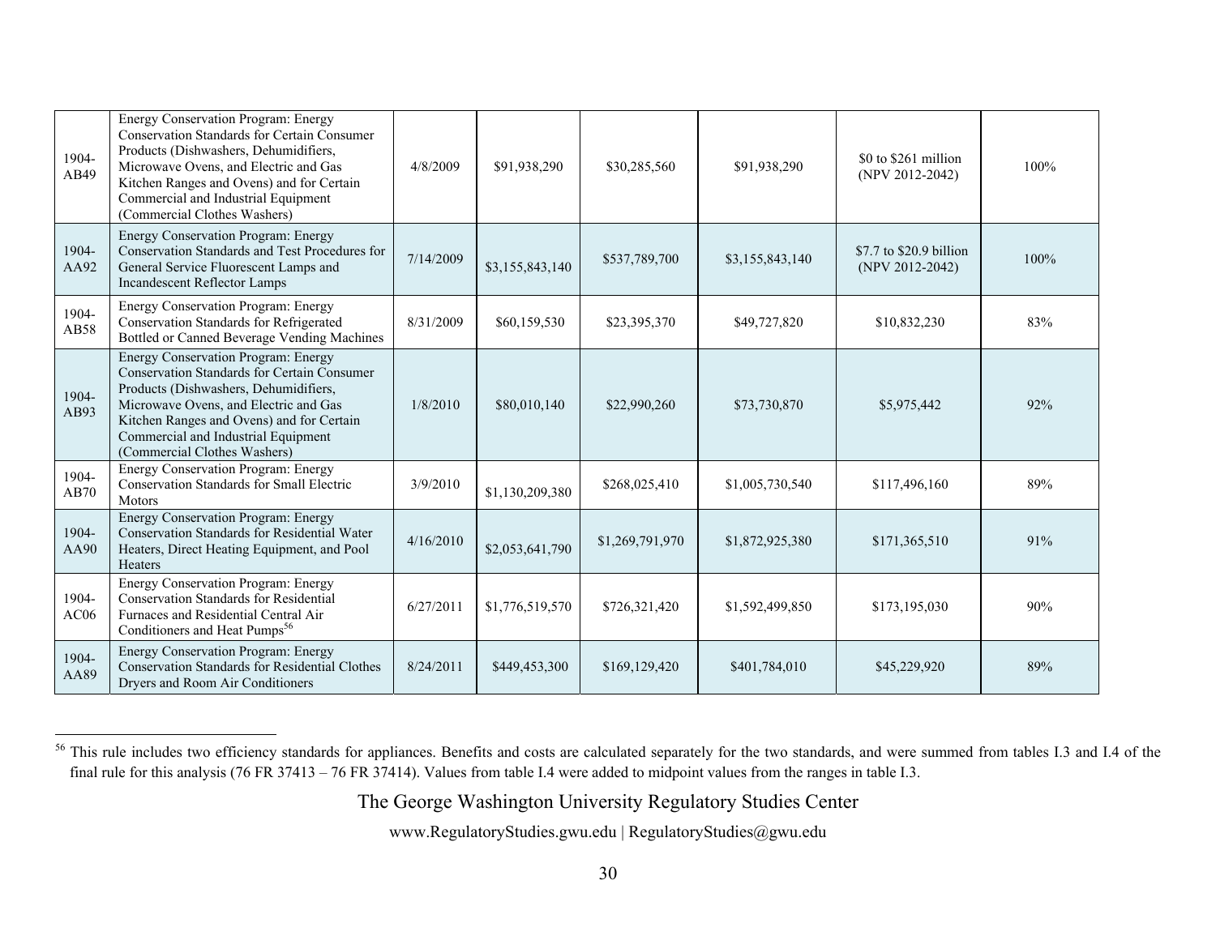| | | | | | | | |
|---|---|---|---|---|---|---|---|
| 1904-AB49 | Energy Conservation Program: Energy Conservation Standards for Certain Consumer Products (Dishwashers, Dehumidifiers, Microwave Ovens, and Electric and Gas Kitchen Ranges and Ovens) and for Certain Commercial and Industrial Equipment (Commercial Clothes Washers) | 4/8/2009 | $91,938,290 | $30,285,560 | $91,938,290 | $0 to $261 million (NPV 2012-2042) | 100% |
| 1904-AA92 | Energy Conservation Program: Energy Conservation Standards and Test Procedures for General Service Fluorescent Lamps and Incandescent Reflector Lamps | 7/14/2009 | $3,155,843,140 | $537,789,700 | $3,155,843,140 | $7.7 to $20.9 billion (NPV 2012-2042) | 100% |
| 1904-AB58 | Energy Conservation Program: Energy Conservation Standards for Refrigerated Bottled or Canned Beverage Vending Machines | 8/31/2009 | $60,159,530 | $23,395,370 | $49,727,820 | $10,832,230 | 83% |
| 1904-AB93 | Energy Conservation Program: Energy Conservation Standards for Certain Consumer Products (Dishwashers, Dehumidifiers, Microwave Ovens, and Electric and Gas Kitchen Ranges and Ovens) and for Certain Commercial and Industrial Equipment (Commercial Clothes Washers) | 1/8/2010 | $80,010,140 | $22,990,260 | $73,730,870 | $5,975,442 | 92% |
| 1904-AB70 | Energy Conservation Program: Energy Conservation Standards for Small Electric Motors | 3/9/2010 | $1,130,209,380 | $268,025,410 | $1,005,730,540 | $117,496,160 | 89% |
| 1904-AA90 | Energy Conservation Program: Energy Conservation Standards for Residential Water Heaters, Direct Heating Equipment, and Pool Heaters | 4/16/2010 | $2,053,641,790 | $1,269,791,970 | $1,872,925,380 | $171,365,510 | 91% |
| 1904-AC06 | Energy Conservation Program: Energy Conservation Standards for Residential Furnaces and Residential Central Air Conditioners and Heat Pumps[56] | 6/27/2011 | $1,776,519,570 | $726,321,420 | $1,592,499,850 | $173,195,030 | 90% |
| 1904-AA89 | Energy Conservation Program: Energy Conservation Standards for Residential Clothes Dryers and Room Air Conditioners | 8/24/2011 | $449,453,300 | $169,129,420 | $401,784,010 | $45,229,920 | 89% |

[56] This rule includes two efficiency standards for appliances. Benefits and costs are calculated separately for the two standards, and were summed from tables I.3 and I.4 of the final rule for this analysis (76 FR 37413 – 76 FR 37414). Values from table I.4 were added to midpoint values from the ranges in table I.3.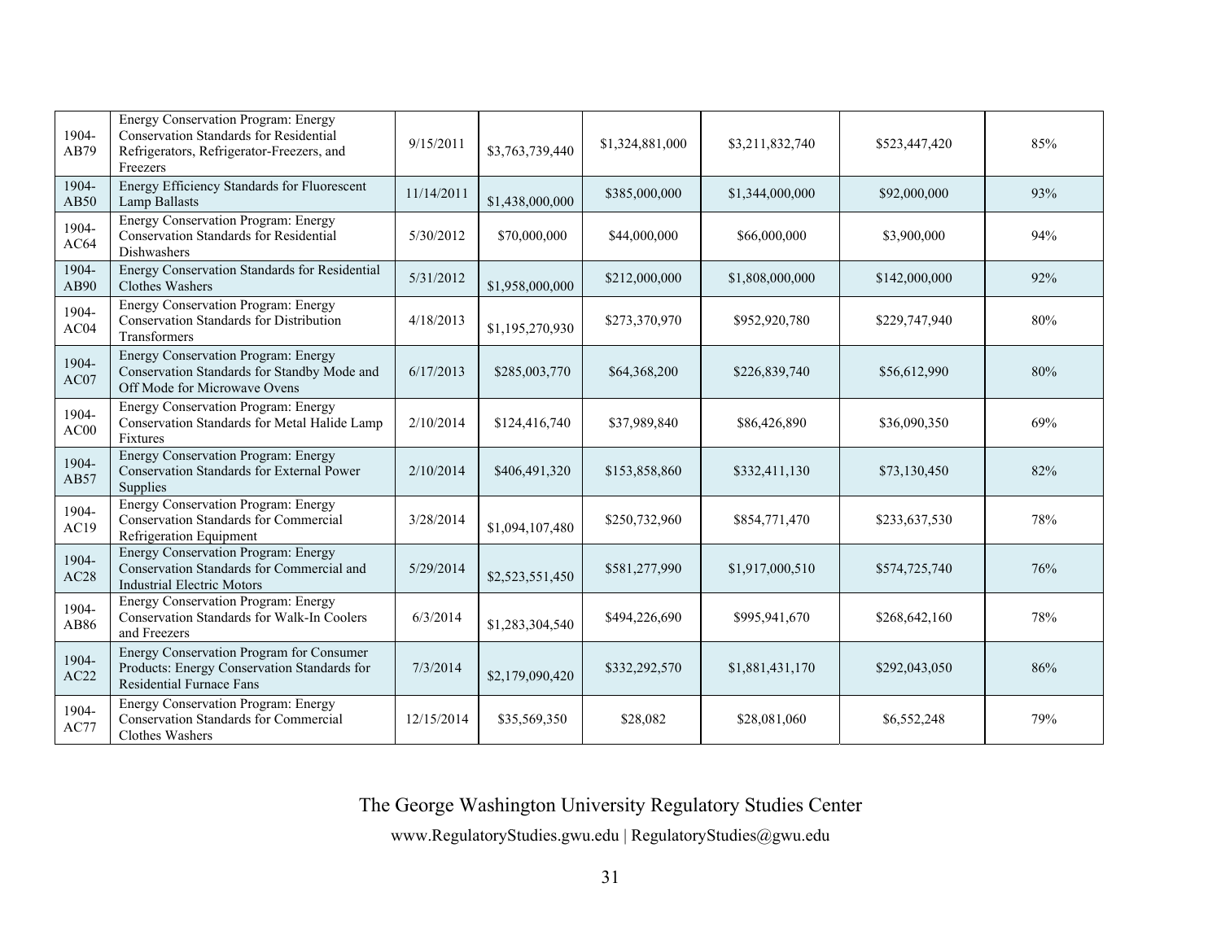| | | | | | | | |
|---|---|---|---|---|---|---|---|
| 1904-AB79 | Energy Conservation Program: Energy Conservation Standards for Residential Refrigerators, Refrigerator-Freezers, and Freezers | 9/15/2011 | $3,763,739,440 | $1,324,881,000 | $3,211,832,740 | $523,447,420 | 85% |
| 1904-AB50 | Energy Efficiency Standards for Fluorescent Lamp Ballasts | 11/14/2011 | $1,438,000,000 | $385,000,000 | $1,344,000,000 | $92,000,000 | 93% |
| 1904-AC64 | Energy Conservation Program: Energy Conservation Standards for Residential Dishwashers | 5/30/2012 | $70,000,000 | $44,000,000 | $66,000,000 | $3,900,000 | 94% |
| 1904-AB90 | Energy Conservation Standards for Residential Clothes Washers | 5/31/2012 | $1,958,000,000 | $212,000,000 | $1,808,000,000 | $142,000,000 | 92% |
| 1904-AC04 | Energy Conservation Program: Energy Conservation Standards for Distribution Transformers | 4/18/2013 | $1,195,270,930 | $273,370,970 | $952,920,780 | $229,747,940 | 80% |
| 1904-AC07 | Energy Conservation Program: Energy Conservation Standards for Standby Mode and Off Mode for Microwave Ovens | 6/17/2013 | $285,003,770 | $64,368,200 | $226,839,740 | $56,612,990 | 80% |
| 1904-AC00 | Energy Conservation Program: Energy Conservation Standards for Metal Halide Lamp Fixtures | 2/10/2014 | $124,416,740 | $37,989,840 | $86,426,890 | $36,090,350 | 69% |
| 1904-AB57 | Energy Conservation Program: Energy Conservation Standards for External Power Supplies | 2/10/2014 | $406,491,320 | $153,858,860 | $332,411,130 | $73,130,450 | 82% |
| 1904-AC19 | Energy Conservation Program: Energy Conservation Standards for Commercial Refrigeration Equipment | 3/28/2014 | $1,094,107,480 | $250,732,960 | $854,771,470 | $233,637,530 | 78% |
| 1904-AC28 | Energy Conservation Program: Energy Conservation Standards for Commercial and Industrial Electric Motors | 5/29/2014 | $2,523,551,450 | $581,277,990 | $1,917,000,510 | $574,725,740 | 76% |
| 1904-AB86 | Energy Conservation Program: Energy Conservation Standards for Walk-In Coolers and Freezers | 6/3/2014 | $1,283,304,540 | $494,226,690 | $995,941,670 | $268,642,160 | 78% |
| 1904-AC22 | Energy Conservation Program for Consumer Products: Energy Conservation Standards for Residential Furnace Fans | 7/3/2014 | $2,179,090,420 | $332,292,570 | $1,881,431,170 | $292,043,050 | 86% |
| 1904-AC77 | Energy Conservation Program: Energy Conservation Standards for Commercial Clothes Washers | 12/15/2014 | $35,569,350 | $28,082 | $28,081,060 | $6,552,248 | 79% |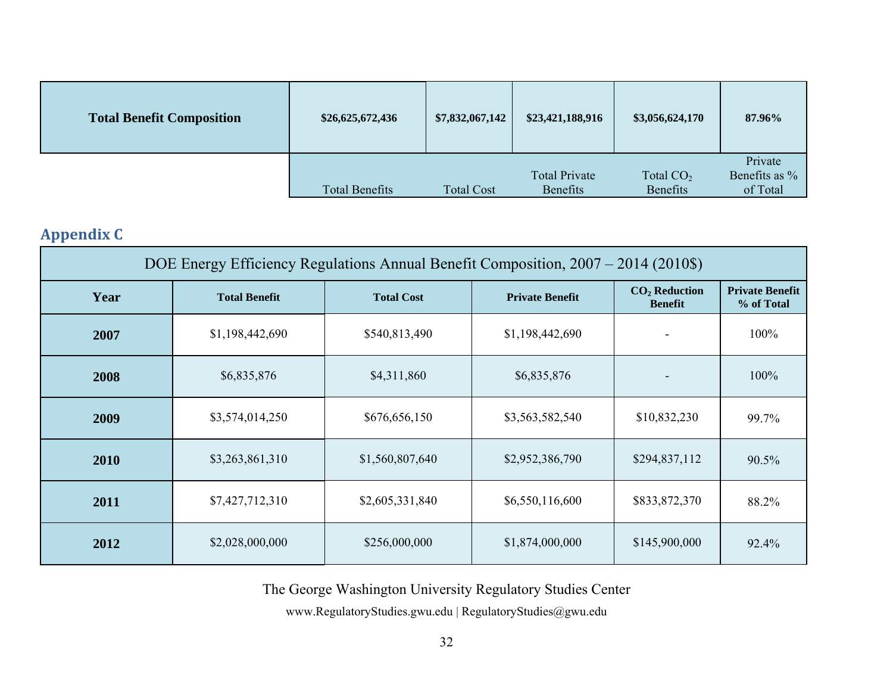| Total Benefit Composition | Total Benefits | Total Cost | Total Private Benefits | Total $CO_2$ Benefits | Private Benefits as % of Total |
|---|---|---|---|---|---|
| | **$26,625,672,436** | **$7,832,067,142** | **$23,421,188,916** | **$3,056,624,170** | **87.96%** |

## Appendix C

| DOE Energy Efficiency Regulations Annual Benefit Composition, 2007 – 2014 (2010$) | | | | | |
|---|---|---|---|---|---|
| **Year** | **Total Benefit** | **Total Cost** | **Private Benefit** | **$CO_2$ Reduction Benefit** | **Private Benefit % of Total** |
| **2007** | $1,198,442,690 | $540,813,490 | $1,198,442,690 | - | 100% |
| **2008** | $6,835,876 | $4,311,860 | $6,835,876 | - | 100% |
| **2009** | $3,574,014,250 | $676,656,150 | $3,563,582,540 | $10,832,230 | 99.7% |
| **2010** | $3,263,861,310 | $1,560,807,640 | $2,952,386,790 | $294,837,112 | 90.5% |
| **2011** | $7,427,712,310 | $2,605,331,840 | $6,550,116,600 | $833,872,370 | 88.2% |
| **2012** | $2,028,000,000 | $256,000,000 | $1,874,000,000 | $145,900,000 | 92.4% |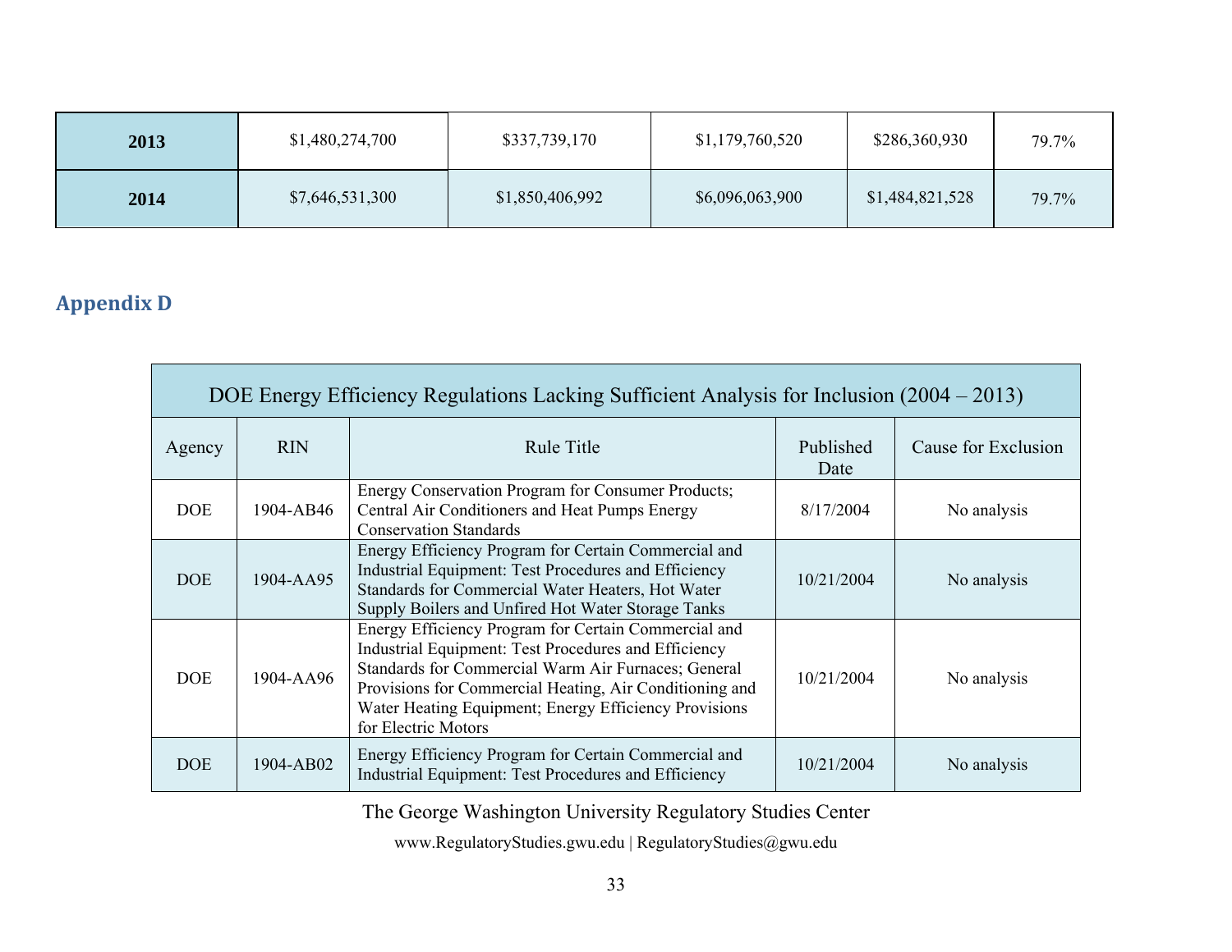| 2013 | $1,480,274,700 | $337,739,170 | $1,179,760,520 | $286,360,930 | 79.7% |
|---|---|---|---|---|---|
| 2014 | $7,646,531,300 | $1,850,406,992 | $6,096,063,900 | $1,484,821,528 | 79.7% |

## Appendix D

| DOE Energy Efficiency Regulations Lacking Sufficient Analysis for Inclusion (2004 – 2013) | | | | |
|---|---|---|---|---|
| Agency | RIN | Rule Title | Published Date | Cause for Exclusion |
| DOE | 1904-AB46 | Energy Conservation Program for Consumer Products; Central Air Conditioners and Heat Pumps Energy Conservation Standards | 8/17/2004 | No analysis |
| DOE | 1904-AA95 | Energy Efficiency Program for Certain Commercial and Industrial Equipment: Test Procedures and Efficiency Standards for Commercial Water Heaters, Hot Water Supply Boilers and Unfired Hot Water Storage Tanks | 10/21/2004 | No analysis |
| DOE | 1904-AA96 | Energy Efficiency Program for Certain Commercial and Industrial Equipment: Test Procedures and Efficiency Standards for Commercial Warm Air Furnaces; General Provisions for Commercial Heating, Air Conditioning and Water Heating Equipment; Energy Efficiency Provisions for Electric Motors | 10/21/2004 | No analysis |
| DOE | 1904-AB02 | Energy Efficiency Program for Certain Commercial and Industrial Equipment: Test Procedures and Efficiency | 10/21/2004 | No analysis |

The George Washington University Regulatory Studies Center

www.RegulatoryStudies.gwu.edu | RegulatoryStudies@gwu.edu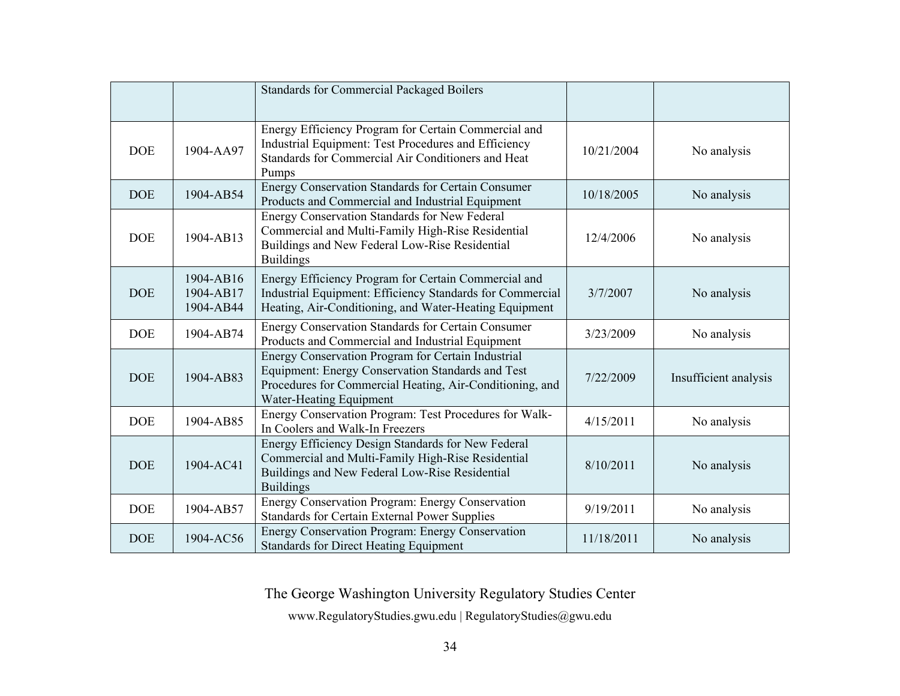| | | | | |
|---|---|---|---|---|
| | | Standards for Commercial Packaged Boilers | | |
| DOE | 1904-AA97 | Energy Efficiency Program for Certain Commercial and Industrial Equipment: Test Procedures and Efficiency Standards for Commercial Air Conditioners and Heat Pumps | 10/21/2004 | No analysis |
| DOE | 1904-AB54 | Energy Conservation Standards for Certain Consumer Products and Commercial and Industrial Equipment | 10/18/2005 | No analysis |
| DOE | 1904-AB13 | Energy Conservation Standards for New Federal Commercial and Multi-Family High-Rise Residential Buildings and New Federal Low-Rise Residential Buildings | 12/4/2006 | No analysis |
| DOE | 1904-AB16 1904-AB17 1904-AB44 | Energy Efficiency Program for Certain Commercial and Industrial Equipment: Efficiency Standards for Commercial Heating, Air-Conditioning, and Water-Heating Equipment | 3/7/2007 | No analysis |
| DOE | 1904-AB74 | Energy Conservation Standards for Certain Consumer Products and Commercial and Industrial Equipment | 3/23/2009 | No analysis |
| DOE | 1904-AB83 | Energy Conservation Program for Certain Industrial Equipment: Energy Conservation Standards and Test Procedures for Commercial Heating, Air-Conditioning, and Water-Heating Equipment | 7/22/2009 | Insufficient analysis |
| DOE | 1904-AB85 | Energy Conservation Program: Test Procedures for Walk-In Coolers and Walk-In Freezers | 4/15/2011 | No analysis |
| DOE | 1904-AC41 | Energy Efficiency Design Standards for New Federal Commercial and Multi-Family High-Rise Residential Buildings and New Federal Low-Rise Residential Buildings | 8/10/2011 | No analysis |
| DOE | 1904-AB57 | Energy Conservation Program: Energy Conservation Standards for Certain External Power Supplies | 9/19/2011 | No analysis |
| DOE | 1904-AC56 | Energy Conservation Program: Energy Conservation Standards for Direct Heating Equipment | 11/18/2011 | No analysis |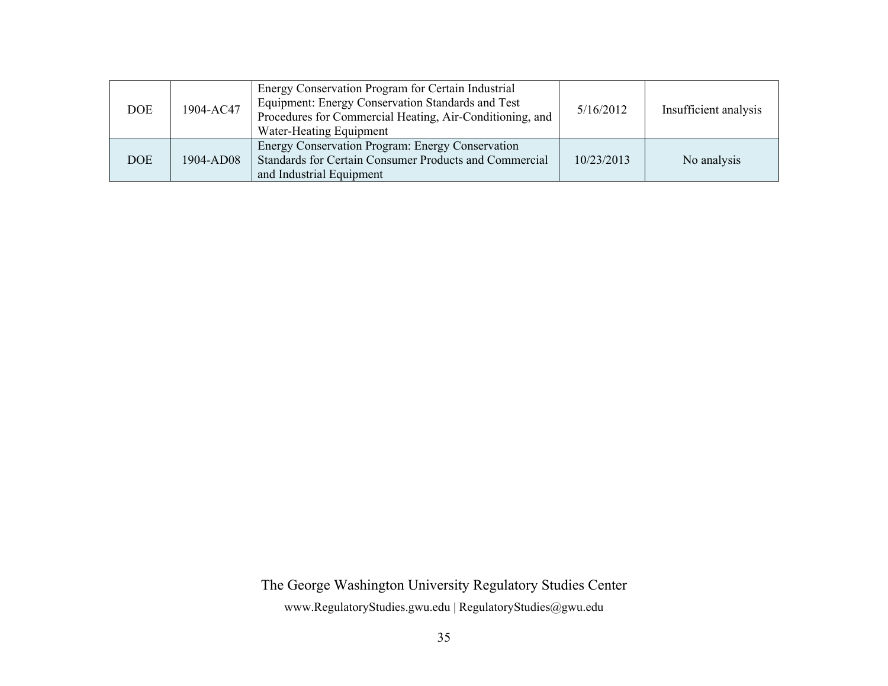| | | | | |
|---|---|---|---|---|
| DOE | 1904-AC47 | Energy Conservation Program for Certain Industrial Equipment: Energy Conservation Standards and Test Procedures for Commercial Heating, Air-Conditioning, and Water-Heating Equipment | 5/16/2012 | Insufficient analysis |
| DOE | 1904-AD08 | Energy Conservation Program: Energy Conservation Standards for Certain Consumer Products and Commercial and Industrial Equipment | 10/23/2013 | No analysis |